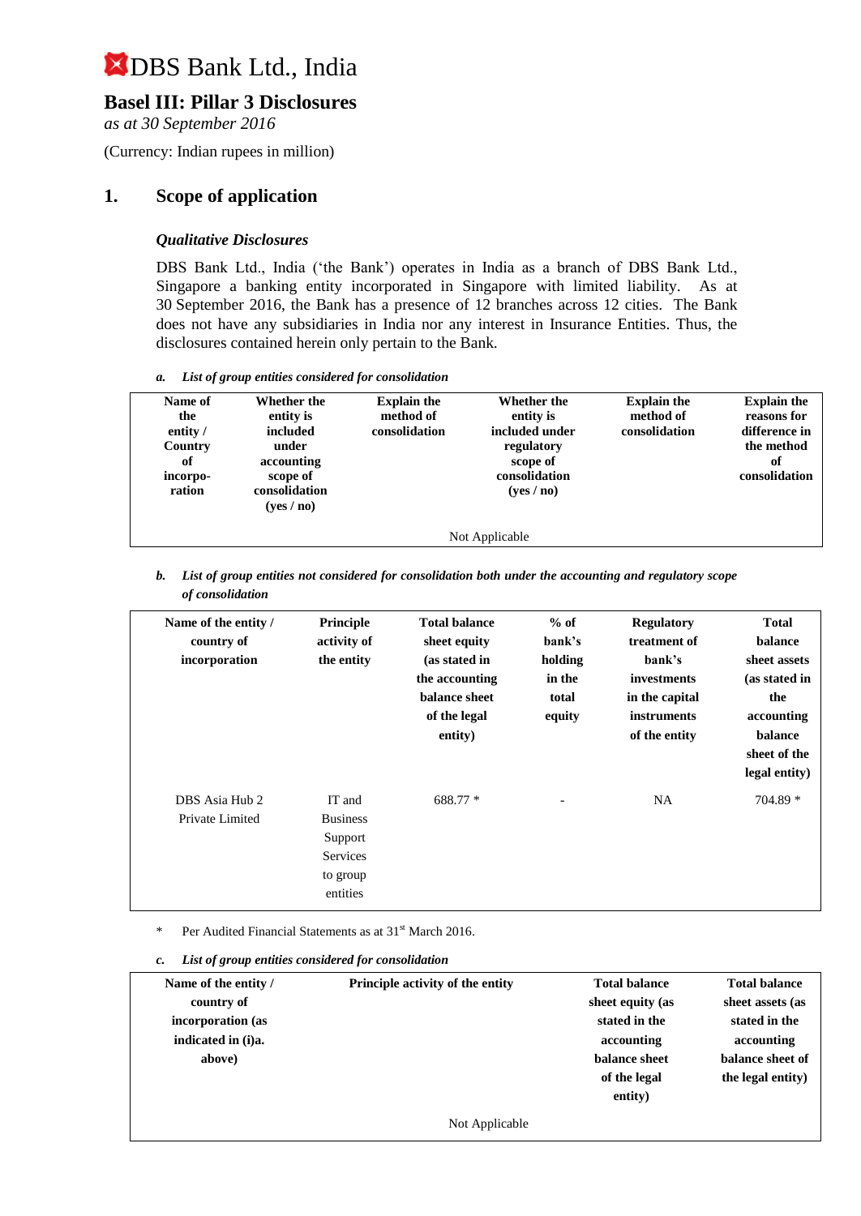# DBS Bank Ltd., India

## Basel III: Pillar 3 Disclosures

*as at 30 September 2016*

(Currency: Indian rupees in million)

## 1. Scope of application

### *Qualitative Disclosures*

DBS Bank Ltd., India ('the Bank') operates in India as a branch of DBS Bank Ltd., Singapore a banking entity incorporated in Singapore with limited liability. As at 30 September 2016, the Bank has a presence of 12 branches across 12 cities. The Bank does not have any subsidiaries in India nor any interest in Insurance Entities. Thus, the disclosures contained herein only pertain to the Bank.

***a. List of group entities considered for consolidation***

| Name of the entity / Country of incorpo-ration | Whether the entity is included under accounting scope of consolidation (yes / no) | Explain the method of consolidation | Whether the entity is included under regulatory scope of consolidation (yes / no) | Explain the method of consolidation | Explain the reasons for difference in the method of consolidation |
|---|---|---|---|---|---|
| Not Applicable | | | | | |

***b. List of group entities not considered for consolidation both under the accounting and regulatory scope of consolidation***

| Name of the entity / country of incorporation | Principle activity of the entity | Total balance sheet equity (as stated in the accounting balance sheet of the legal entity) | % of bank's holding in the total equity | Regulatory treatment of bank's investments in the capital instruments of the entity | Total balance sheet assets (as stated in the accounting balance sheet of the legal entity) |
|---|---|---|---|---|---|
| DBS Asia Hub 2 Private Limited | IT and Business Support Services to group entities | 688.77 * | - | NA | 704.89 * |

\* Per Audited Financial Statements as at 31st March 2016.

***c. List of group entities considered for consolidation***

| Name of the entity / country of incorporation (as indicated in (i)a. above) | Principle activity of the entity | Total balance sheet equity (as stated in the accounting balance sheet of the legal entity) | Total balance sheet assets (as stated in the accounting balance sheet of the legal entity) |
|---|---|---|---|
| Not Applicable | | | |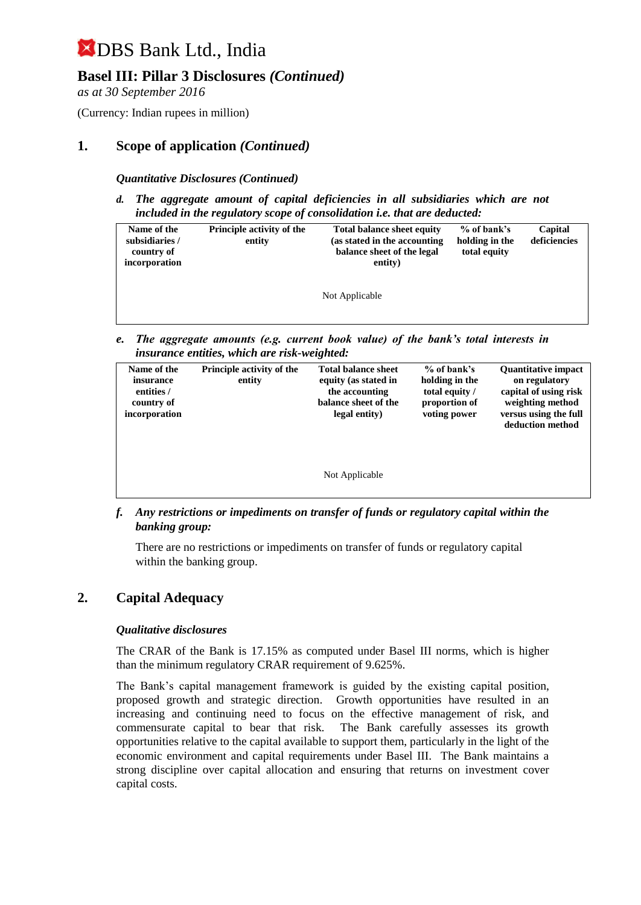# DBS Bank Ltd., India

## Basel III: Pillar 3 Disclosures *(Continued)*

*as at 30 September 2016*

(Currency: Indian rupees in million)

## 1. Scope of application *(Continued)*

***Quantitative Disclosures (Continued)***

***d. The aggregate amount of capital deficiencies in all subsidiaries which are not included in the regulatory scope of consolidation i.e. that are deducted:***

| Name of the subsidiaries / country of incorporation | Principle activity of the entity | Total balance sheet equity (as stated in the accounting balance sheet of the legal entity) | % of bank's holding in the total equity | Capital deficiencies |
|---|---|---|---|---|
| | | Not Applicable | | |

***e. The aggregate amounts (e.g. current book value) of the bank's total interests in insurance entities, which are risk-weighted:***

| Name of the insurance entities / country of incorporation | Principle activity of the entity | Total balance sheet equity (as stated in the accounting balance sheet of the legal entity) | % of bank's holding in the total equity / proportion of voting power | Quantitative impact on regulatory capital of using risk weighting method versus using the full deduction method |
|---|---|---|---|---|
| | | Not Applicable | | |

***f. Any restrictions or impediments on transfer of funds or regulatory capital within the banking group:***

There are no restrictions or impediments on transfer of funds or regulatory capital within the banking group.

## 2. Capital Adequacy

***Qualitative disclosures***

The CRAR of the Bank is 17.15% as computed under Basel III norms, which is higher than the minimum regulatory CRAR requirement of 9.625%.

The Bank's capital management framework is guided by the existing capital position, proposed growth and strategic direction. Growth opportunities have resulted in an increasing and continuing need to focus on the effective management of risk, and commensurate capital to bear that risk. The Bank carefully assesses its growth opportunities relative to the capital available to support them, particularly in the light of the economic environment and capital requirements under Basel III. The Bank maintains a strong discipline over capital allocation and ensuring that returns on investment cover capital costs.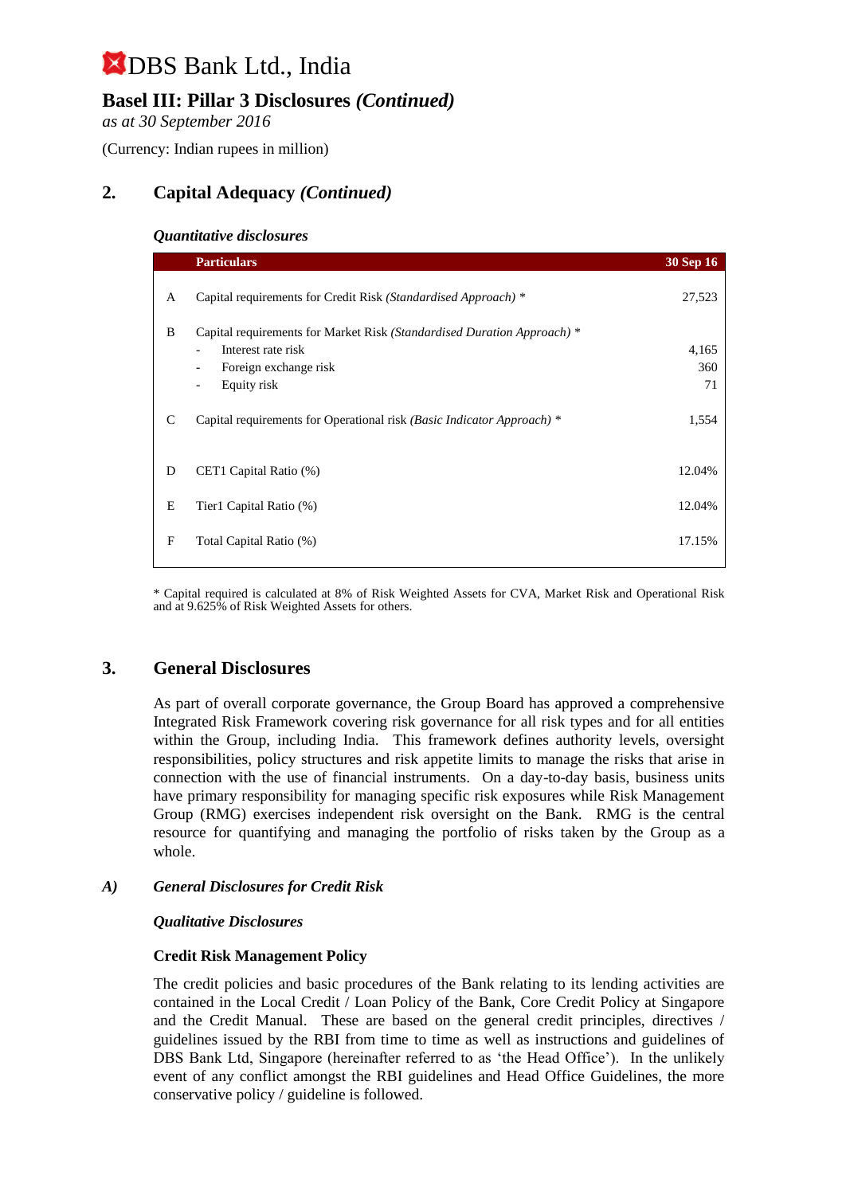# DBS Bank Ltd., India

## Basel III: Pillar 3 Disclosures *(Continued)*

*as at 30 September 2016*

(Currency: Indian rupees in million)

## 2. Capital Adequacy *(Continued)*

***Quantitative disclosures***

| | Particulars | 30 Sep 16 |
|---|---|---|
| A | Capital requirements for Credit Risk *(Standardised Approach)* * | 27,523 |
| B | Capital requirements for Market Risk *(Standardised Duration Approach)* * | |
| | - Interest rate risk | 4,165 |
| | - Foreign exchange risk | 360 |
| | - Equity risk | 71 |
| C | Capital requirements for Operational risk *(Basic Indicator Approach)* * | 1,554 |
| D | CET1 Capital Ratio (%) | 12.04% |
| E | Tier1 Capital Ratio (%) | 12.04% |
| F | Total Capital Ratio (%) | 17.15% |

* Capital required is calculated at 8% of Risk Weighted Assets for CVA, Market Risk and Operational Risk and at 9.625% of Risk Weighted Assets for others.

## 3. General Disclosures

As part of overall corporate governance, the Group Board has approved a comprehensive Integrated Risk Framework covering risk governance for all risk types and for all entities within the Group, including India. This framework defines authority levels, oversight responsibilities, policy structures and risk appetite limits to manage the risks that arise in connection with the use of financial instruments. On a day-to-day basis, business units have primary responsibility for managing specific risk exposures while Risk Management Group (RMG) exercises independent risk oversight on the Bank. RMG is the central resource for quantifying and managing the portfolio of risks taken by the Group as a whole.

### *A) General Disclosures for Credit Risk*

***Qualitative Disclosures***

**Credit Risk Management Policy**

The credit policies and basic procedures of the Bank relating to its lending activities are contained in the Local Credit / Loan Policy of the Bank, Core Credit Policy at Singapore and the Credit Manual. These are based on the general credit principles, directives / guidelines issued by the RBI from time to time as well as instructions and guidelines of DBS Bank Ltd, Singapore (hereinafter referred to as 'the Head Office'). In the unlikely event of any conflict amongst the RBI guidelines and Head Office Guidelines, the more conservative policy / guideline is followed.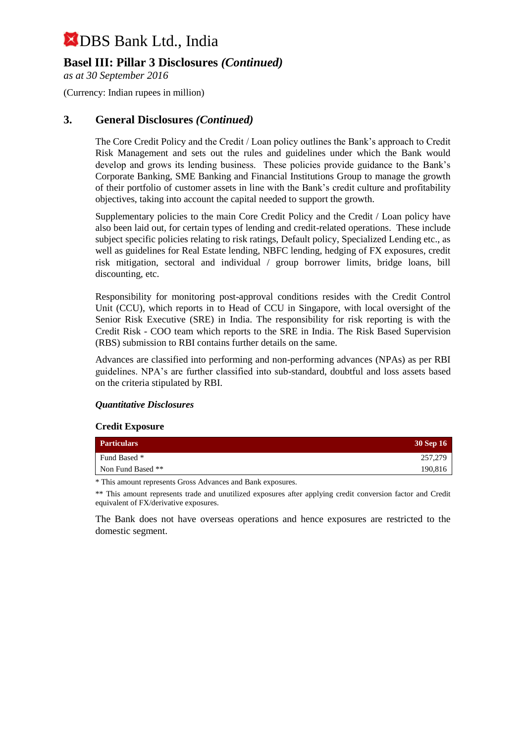# DBS Bank Ltd., India

## Basel III: Pillar 3 Disclosures *(Continued)*

*as at 30 September 2016*

(Currency: Indian rupees in million)

## 3. General Disclosures *(Continued)*

The Core Credit Policy and the Credit / Loan policy outlines the Bank's approach to Credit Risk Management and sets out the rules and guidelines under which the Bank would develop and grows its lending business. These policies provide guidance to the Bank's Corporate Banking, SME Banking and Financial Institutions Group to manage the growth of their portfolio of customer assets in line with the Bank's credit culture and profitability objectives, taking into account the capital needed to support the growth.

Supplementary policies to the main Core Credit Policy and the Credit / Loan policy have also been laid out, for certain types of lending and credit-related operations. These include subject specific policies relating to risk ratings, Default policy, Specialized Lending etc., as well as guidelines for Real Estate lending, NBFC lending, hedging of FX exposures, credit risk mitigation, sectoral and individual / group borrower limits, bridge loans, bill discounting, etc.

Responsibility for monitoring post-approval conditions resides with the Credit Control Unit (CCU), which reports in to Head of CCU in Singapore, with local oversight of the Senior Risk Executive (SRE) in India. The responsibility for risk reporting is with the Credit Risk - COO team which reports to the SRE in India. The Risk Based Supervision (RBS) submission to RBI contains further details on the same.

Advances are classified into performing and non-performing advances (NPAs) as per RBI guidelines. NPA's are further classified into sub-standard, doubtful and loss assets based on the criteria stipulated by RBI.

***Quantitative Disclosures***

**Credit Exposure**

| Particulars | 30 Sep 16 |
|---|---|
| Fund Based * | 257,279 |
| Non Fund Based ** | 190,816 |

\* This amount represents Gross Advances and Bank exposures.

** This amount represents trade and unutilized exposures after applying credit conversion factor and Credit equivalent of FX/derivative exposures.

The Bank does not have overseas operations and hence exposures are restricted to the domestic segment.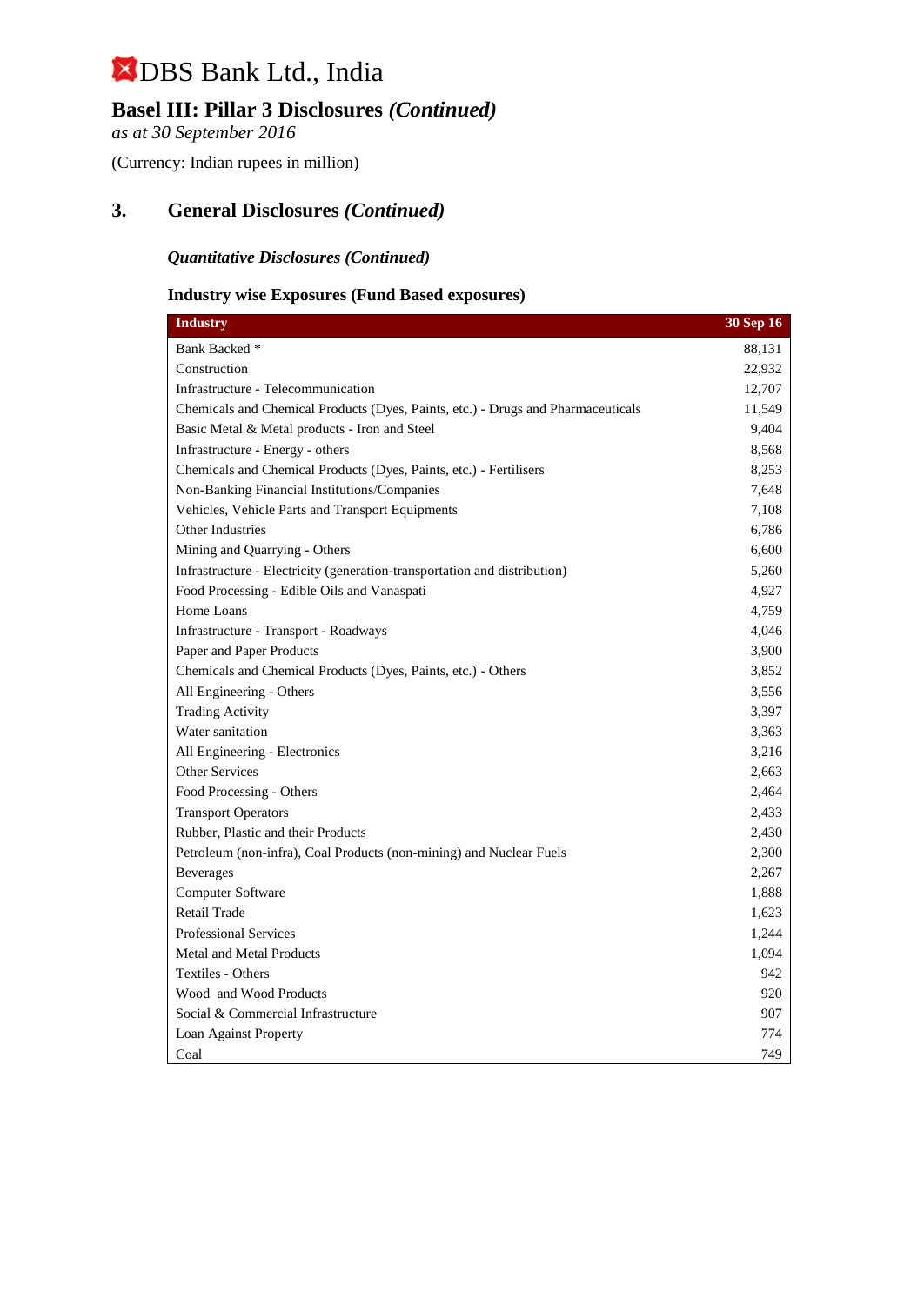# DBS Bank Ltd., India

## Basel III: Pillar 3 Disclosures *(Continued)*

*as at 30 September 2016*

(Currency: Indian rupees in million)

## 3. General Disclosures *(Continued)*

### *Quantitative Disclosures (Continued)*

### Industry wise Exposures (Fund Based exposures)

| Industry | 30 Sep 16 |
|---|---|
| Bank Backed * | 88,131 |
| Construction | 22,932 |
| Infrastructure - Telecommunication | 12,707 |
| Chemicals and Chemical Products (Dyes, Paints, etc.) - Drugs and Pharmaceuticals | 11,549 |
| Basic Metal & Metal products - Iron and Steel | 9,404 |
| Infrastructure - Energy - others | 8,568 |
| Chemicals and Chemical Products (Dyes, Paints, etc.) - Fertilisers | 8,253 |
| Non-Banking Financial Institutions/Companies | 7,648 |
| Vehicles, Vehicle Parts and Transport Equipments | 7,108 |
| Other Industries | 6,786 |
| Mining and Quarrying - Others | 6,600 |
| Infrastructure - Electricity (generation-transportation and distribution) | 5,260 |
| Food Processing - Edible Oils and Vanaspati | 4,927 |
| Home Loans | 4,759 |
| Infrastructure - Transport - Roadways | 4,046 |
| Paper and Paper Products | 3,900 |
| Chemicals and Chemical Products (Dyes, Paints, etc.) - Others | 3,852 |
| All Engineering - Others | 3,556 |
| Trading Activity | 3,397 |
| Water sanitation | 3,363 |
| All Engineering - Electronics | 3,216 |
| Other Services | 2,663 |
| Food Processing - Others | 2,464 |
| Transport Operators | 2,433 |
| Rubber, Plastic and their Products | 2,430 |
| Petroleum (non-infra), Coal Products (non-mining) and Nuclear Fuels | 2,300 |
| Beverages | 2,267 |
| Computer Software | 1,888 |
| Retail Trade | 1,623 |
| Professional Services | 1,244 |
| Metal and Metal Products | 1,094 |
| Textiles - Others | 942 |
| Wood and Wood Products | 920 |
| Social & Commercial Infrastructure | 907 |
| Loan Against Property | 774 |
| Coal | 749 |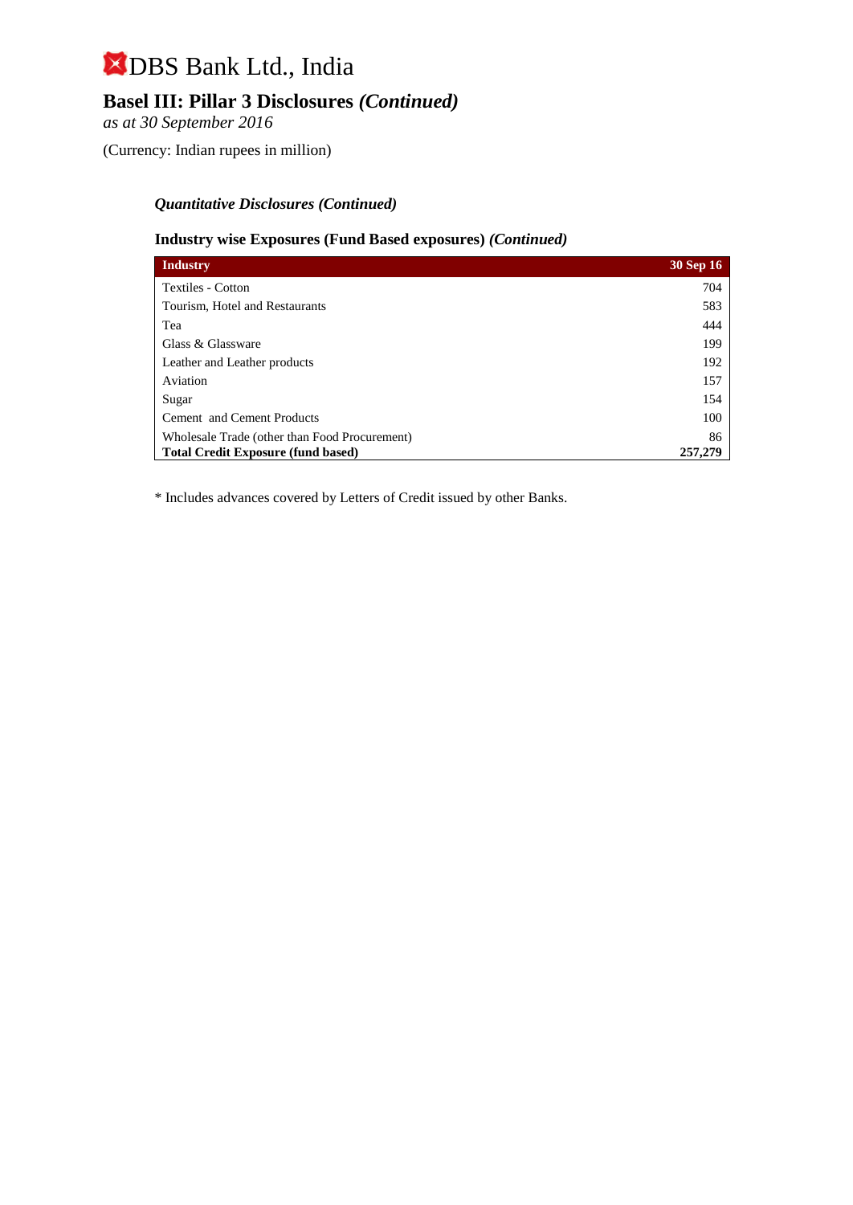# DBS Bank Ltd., India

## Basel III: Pillar 3 Disclosures *(Continued)*

*as at 30 September 2016*

(Currency: Indian rupees in million)

### *Quantitative Disclosures (Continued)*

### Industry wise Exposures (Fund Based exposures) *(Continued)*

| Industry | 30 Sep 16 |
|---|---|
| Textiles - Cotton | 704 |
| Tourism, Hotel and Restaurants | 583 |
| Tea | 444 |
| Glass & Glassware | 199 |
| Leather and Leather products | 192 |
| Aviation | 157 |
| Sugar | 154 |
| Cement and Cement Products | 100 |
| Wholesale Trade (other than Food Procurement) | 86 |
| **Total Credit Exposure (fund based)** | **257,279** |

* Includes advances covered by Letters of Credit issued by other Banks.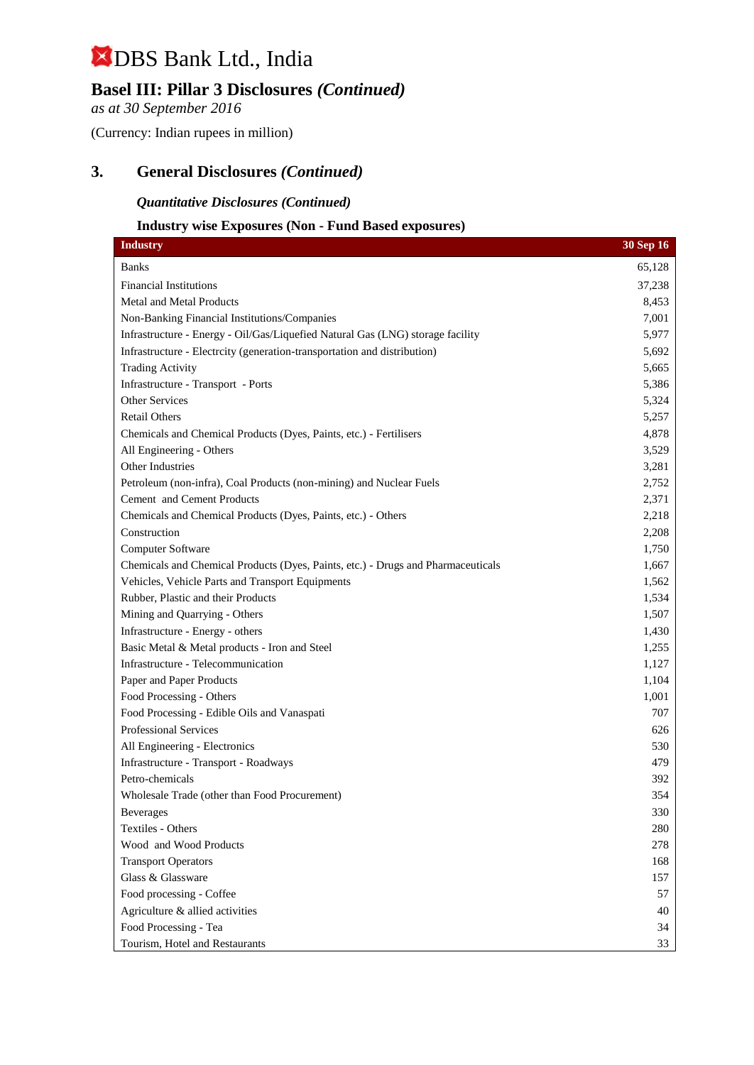# DBS Bank Ltd., India

## Basel III: Pillar 3 Disclosures *(Continued)*

*as at 30 September 2016*

(Currency: Indian rupees in million)

## 3. General Disclosures *(Continued)*

### *Quantitative Disclosures (Continued)*

### Industry wise Exposures (Non - Fund Based exposures)

| Industry | 30 Sep 16 |
|---|---|
| Banks | 65,128 |
| Financial Institutions | 37,238 |
| Metal and Metal Products | 8,453 |
| Non-Banking Financial Institutions/Companies | 7,001 |
| Infrastructure - Energy - Oil/Gas/Liquefied Natural Gas (LNG) storage facility | 5,977 |
| Infrastructure - Electrcity (generation-transportation and distribution) | 5,692 |
| Trading Activity | 5,665 |
| Infrastructure - Transport - Ports | 5,386 |
| Other Services | 5,324 |
| Retail Others | 5,257 |
| Chemicals and Chemical Products (Dyes, Paints, etc.) - Fertilisers | 4,878 |
| All Engineering - Others | 3,529 |
| Other Industries | 3,281 |
| Petroleum (non-infra), Coal Products (non-mining) and Nuclear Fuels | 2,752 |
| Cement and Cement Products | 2,371 |
| Chemicals and Chemical Products (Dyes, Paints, etc.) - Others | 2,218 |
| Construction | 2,208 |
| Computer Software | 1,750 |
| Chemicals and Chemical Products (Dyes, Paints, etc.) - Drugs and Pharmaceuticals | 1,667 |
| Vehicles, Vehicle Parts and Transport Equipments | 1,562 |
| Rubber, Plastic and their Products | 1,534 |
| Mining and Quarrying - Others | 1,507 |
| Infrastructure - Energy - others | 1,430 |
| Basic Metal & Metal products - Iron and Steel | 1,255 |
| Infrastructure - Telecommunication | 1,127 |
| Paper and Paper Products | 1,104 |
| Food Processing - Others | 1,001 |
| Food Processing - Edible Oils and Vanaspati | 707 |
| Professional Services | 626 |
| All Engineering - Electronics | 530 |
| Infrastructure - Transport - Roadways | 479 |
| Petro-chemicals | 392 |
| Wholesale Trade (other than Food Procurement) | 354 |
| Beverages | 330 |
| Textiles - Others | 280 |
| Wood and Wood Products | 278 |
| Transport Operators | 168 |
| Glass & Glassware | 157 |
| Food processing - Coffee | 57 |
| Agriculture & allied activities | 40 |
| Food Processing - Tea | 34 |
| Tourism, Hotel and Restaurants | 33 |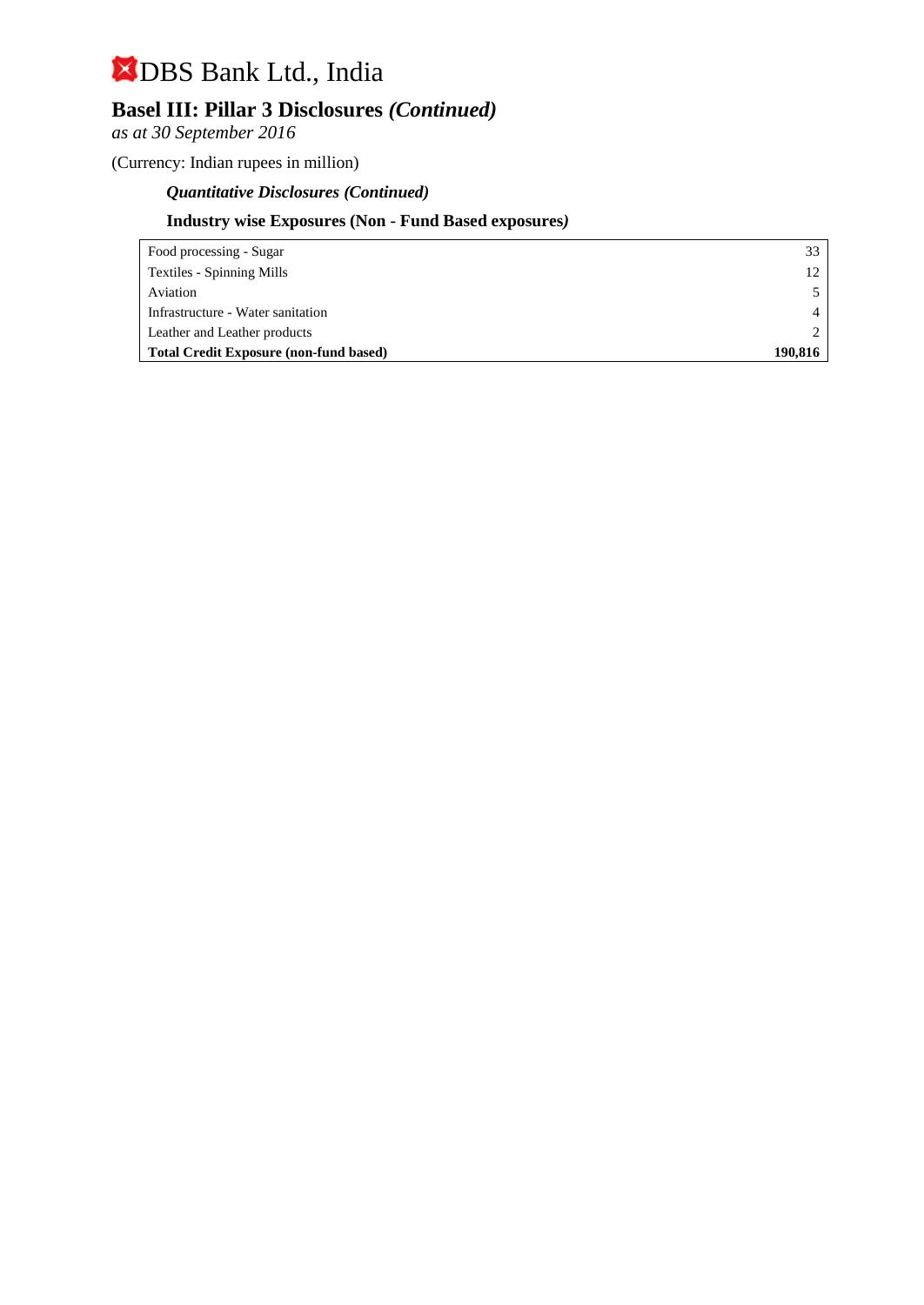# DBS Bank Ltd., India

## Basel III: Pillar 3 Disclosures *(Continued)*

*as at 30 September 2016*

(Currency: Indian rupees in million)

### *Quantitative Disclosures (Continued)*

### Industry wise Exposures (Non - Fund Based exposures*)*

| | |
|---|---|
| Food processing - Sugar | 33 |
| Textiles - Spinning Mills | 12 |
| Aviation | 5 |
| Infrastructure - Water sanitation | 4 |
| Leather and Leather products | 2 |
| **Total Credit Exposure (non-fund based)** | **190,816** |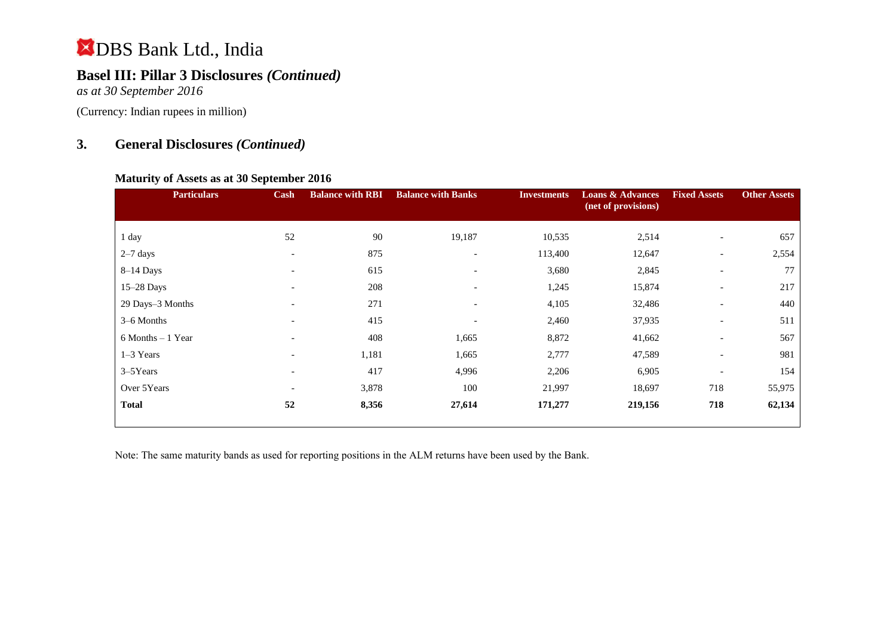# DBS Bank Ltd., India

## Basel III: Pillar 3 Disclosures *(Continued)*

*as at 30 September 2016*

(Currency: Indian rupees in million)

## 3. General Disclosures *(Continued)*

### Maturity of Assets as at 30 September 2016

| Particulars | Cash | Balance with RBI | Balance with Banks | Investments | Loans & Advances (net of provisions) | Fixed Assets | Other Assets |
|---|---|---|---|---|---|---|---|
| 1 day | 52 | 90 | 19,187 | 10,535 | 2,514 | - | 657 |
| 2–7 days | - | 875 | - | 113,400 | 12,647 | - | 2,554 |
| 8–14 Days | - | 615 | - | 3,680 | 2,845 | - | 77 |
| 15–28 Days | - | 208 | - | 1,245 | 15,874 | - | 217 |
| 29 Days–3 Months | - | 271 | - | 4,105 | 32,486 | - | 440 |
| 3–6 Months | - | 415 | - | 2,460 | 37,935 | - | 511 |
| 6 Months – 1 Year | - | 408 | 1,665 | 8,872 | 41,662 | - | 567 |
| 1–3 Years | - | 1,181 | 1,665 | 2,777 | 47,589 | - | 981 |
| 3–5Years | - | 417 | 4,996 | 2,206 | 6,905 | - | 154 |
| Over 5Years | - | 3,878 | 100 | 21,997 | 18,697 | 718 | 55,975 |
| **Total** | **52** | **8,356** | **27,614** | **171,277** | **219,156** | **718** | **62,134** |

Note: The same maturity bands as used for reporting positions in the ALM returns have been used by the Bank.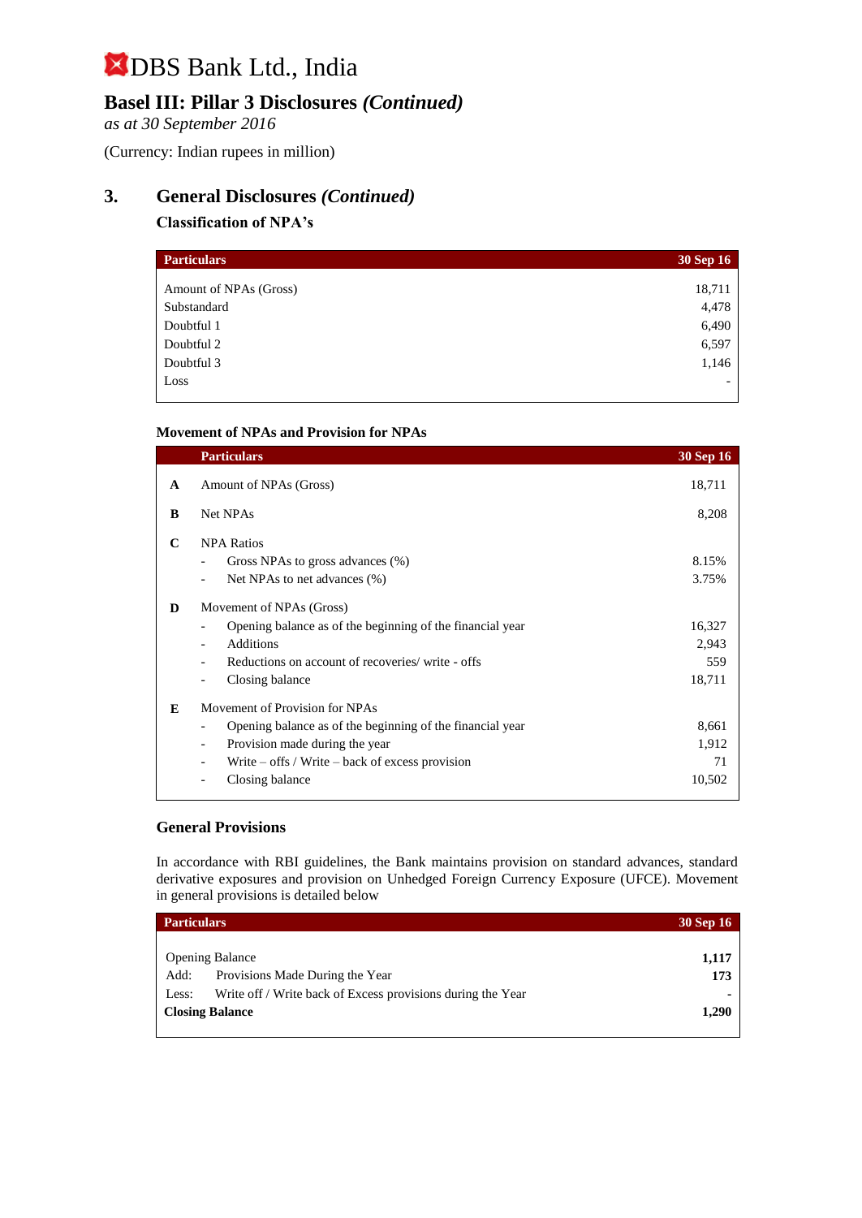# DBS Bank Ltd., India

## Basel III: Pillar 3 Disclosures *(Continued)*

*as at 30 September 2016*

(Currency: Indian rupees in million)

## 3. General Disclosures *(Continued)*

### Classification of NPA's

| Particulars | 30 Sep 16 |
|---|---|
| Amount of NPAs (Gross) | 18,711 |
| Substandard | 4,478 |
| Doubtful 1 | 6,490 |
| Doubtful 2 | 6,597 |
| Doubtful 3 | 1,146 |
| Loss | - |

### Movement of NPAs and Provision for NPAs

| | Particulars | 30 Sep 16 |
|---|---|---|
| **A** | Amount of NPAs (Gross) | 18,711 |
| **B** | Net NPAs | 8,208 |
| **C** | NPA Ratios | |
| | - Gross NPAs to gross advances (%) | 8.15% |
| | - Net NPAs to net advances (%) | 3.75% |
| **D** | Movement of NPAs (Gross) | |
| | - Opening balance as of the beginning of the financial year | 16,327 |
| | - Additions | 2,943 |
| | - Reductions on account of recoveries/ write - offs | 559 |
| | - Closing balance | 18,711 |
| **E** | Movement of Provision for NPAs | |
| | - Opening balance as of the beginning of the financial year | 8,661 |
| | - Provision made during the year | 1,912 |
| | - Write – offs / Write – back of excess provision | 71 |
| | - Closing balance | 10,502 |

### General Provisions

In accordance with RBI guidelines, the Bank maintains provision on standard advances, standard derivative exposures and provision on Unhedged Foreign Currency Exposure (UFCE). Movement in general provisions is detailed below

| Particulars | 30 Sep 16 |
|---|---|
| Opening Balance | **1,117** |
| Add: Provisions Made During the Year | **173** |
| Less: Write off / Write back of Excess provisions during the Year | **-** |
| **Closing Balance** | **1,290** |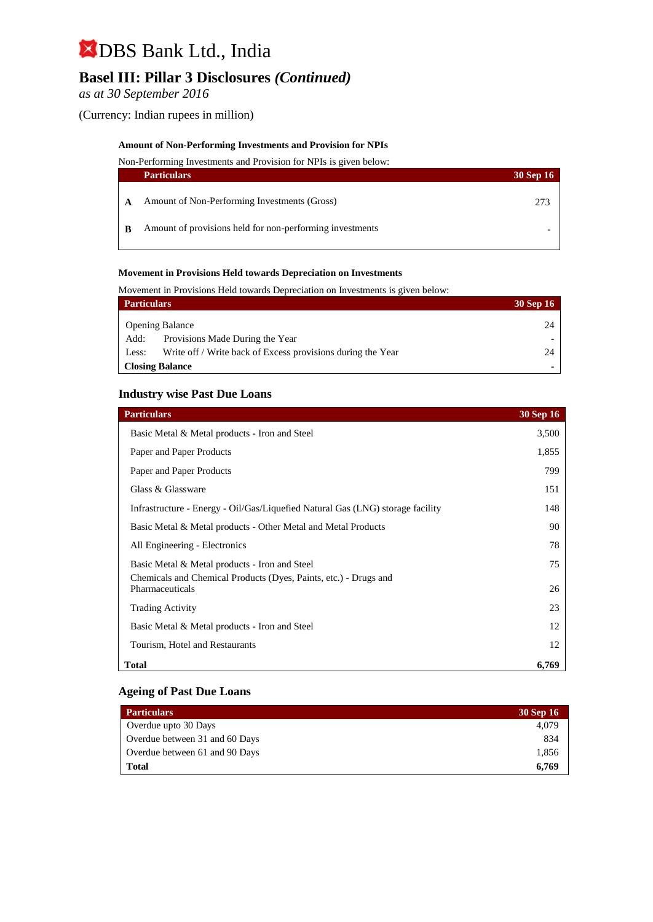# DBS Bank Ltd., India

## Basel III: Pillar 3 Disclosures *(Continued)*

*as at 30 September 2016*

(Currency: Indian rupees in million)

**Amount of Non-Performing Investments and Provision for NPIs**

Non-Performing Investments and Provision for NPIs is given below:

| | Particulars | 30 Sep 16 |
|---|---|---|
| **A** | Amount of Non-Performing Investments (Gross) | 273 |
| **B** | Amount of provisions held for non-performing investments | - |

**Movement in Provisions Held towards Depreciation on Investments**

Movement in Provisions Held towards Depreciation on Investments is given below:

| Particulars | 30 Sep 16 |
|---|---|
| Opening Balance | 24 |
| Add: Provisions Made During the Year | - |
| Less: Write off / Write back of Excess provisions during the Year | 24 |
| **Closing Balance** | - |

### Industry wise Past Due Loans

| Particulars | 30 Sep 16 |
|---|---|
| Basic Metal & Metal products - Iron and Steel | 3,500 |
| Paper and Paper Products | 1,855 |
| Paper and Paper Products | 799 |
| Glass & Glassware | 151 |
| Infrastructure - Energy - Oil/Gas/Liquefied Natural Gas (LNG) storage facility | 148 |
| Basic Metal & Metal products - Other Metal and Metal Products | 90 |
| All Engineering - Electronics | 78 |
| Basic Metal & Metal products - Iron and Steel | 75 |
| Chemicals and Chemical Products (Dyes, Paints, etc.) - Drugs and Pharmaceuticals | 26 |
| Trading Activity | 23 |
| Basic Metal & Metal products - Iron and Steel | 12 |
| Tourism, Hotel and Restaurants | 12 |
| **Total** | **6,769** |

### Ageing of Past Due Loans

| Particulars | 30 Sep 16 |
|---|---|
| Overdue upto 30 Days | 4,079 |
| Overdue between 31 and 60 Days | 834 |
| Overdue between 61 and 90 Days | 1,856 |
| **Total** | **6,769** |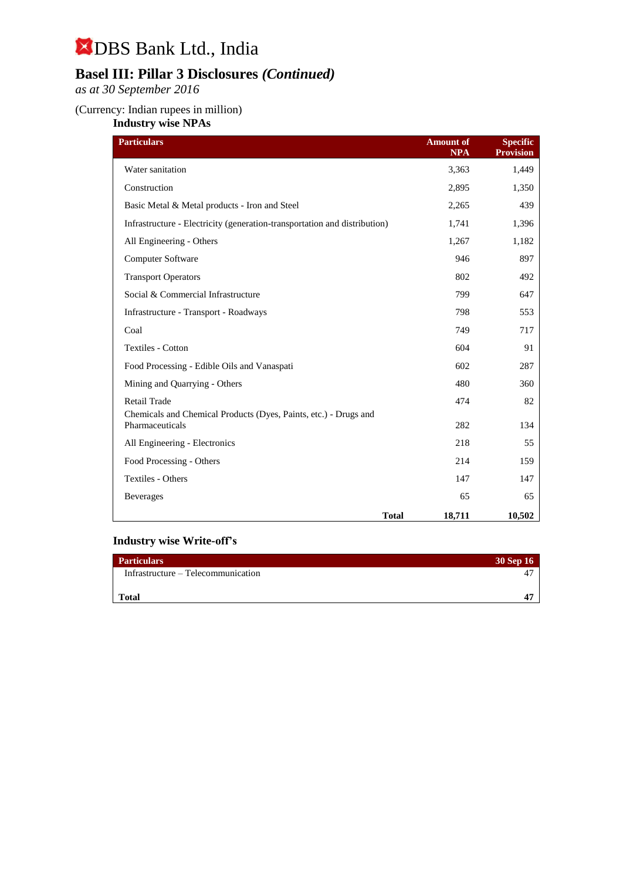# DBS Bank Ltd., India

## Basel III: Pillar 3 Disclosures *(Continued)*

*as at 30 September 2016*

(Currency: Indian rupees in million)

### Industry wise NPAs

| Particulars | Amount of NPA | Specific Provision |
|---|---|---|
| Water sanitation | 3,363 | 1,449 |
| Construction | 2,895 | 1,350 |
| Basic Metal & Metal products - Iron and Steel | 2,265 | 439 |
| Infrastructure - Electricity (generation-transportation and distribution) | 1,741 | 1,396 |
| All Engineering - Others | 1,267 | 1,182 |
| Computer Software | 946 | 897 |
| Transport Operators | 802 | 492 |
| Social & Commercial Infrastructure | 799 | 647 |
| Infrastructure - Transport - Roadways | 798 | 553 |
| Coal | 749 | 717 |
| Textiles - Cotton | 604 | 91 |
| Food Processing - Edible Oils and Vanaspati | 602 | 287 |
| Mining and Quarrying - Others | 480 | 360 |
| Retail Trade | 474 | 82 |
| Chemicals and Chemical Products (Dyes, Paints, etc.) - Drugs and Pharmaceuticals | 282 | 134 |
| All Engineering - Electronics | 218 | 55 |
| Food Processing - Others | 214 | 159 |
| Textiles - Others | 147 | 147 |
| Beverages | 65 | 65 |
| **Total** | **18,711** | **10,502** |

### Industry wise Write-off's

| Particulars | 30 Sep 16 |
|---|---|
| Infrastructure – Telecommunication | 47 |
| **Total** | **47** |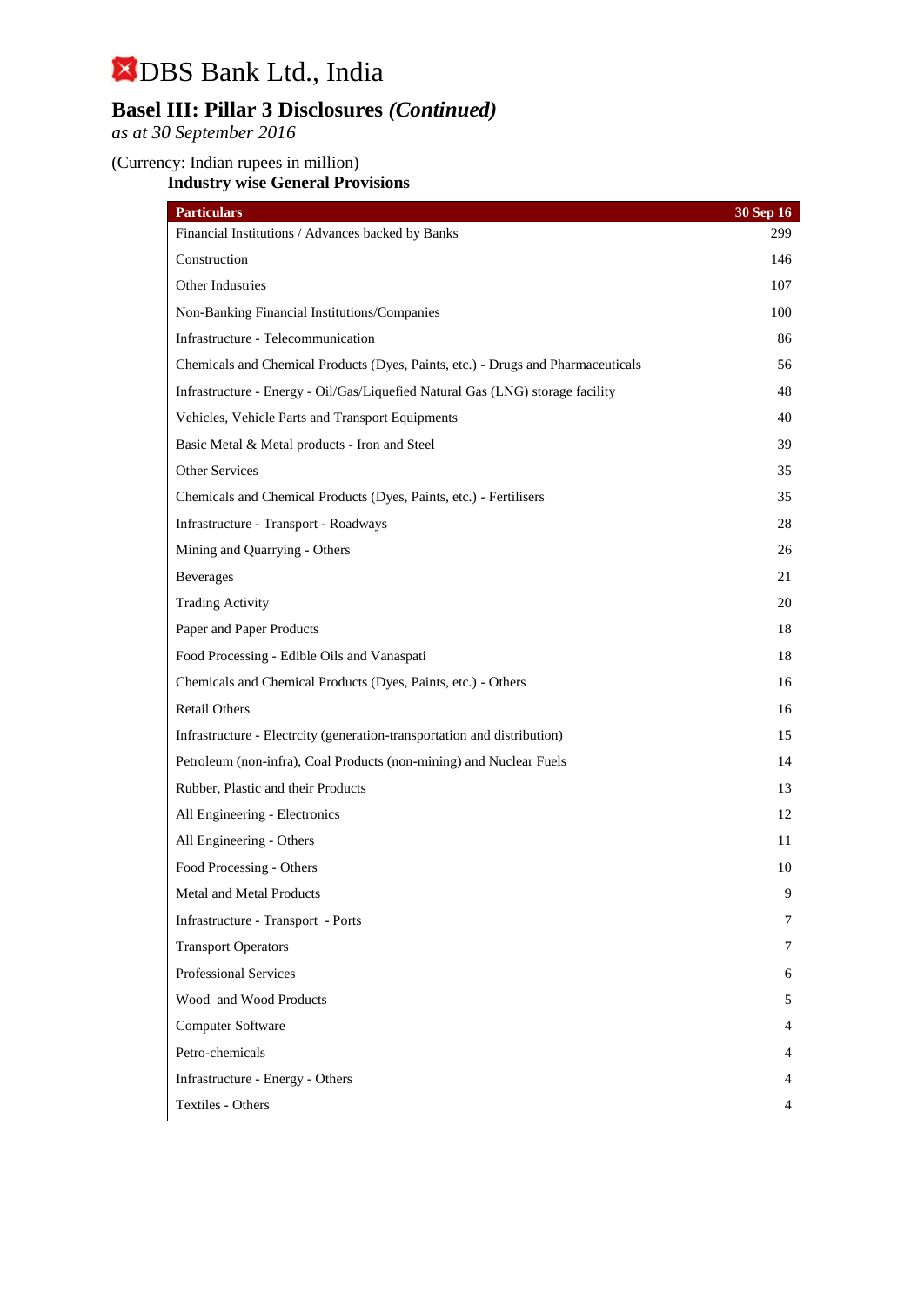# DBS Bank Ltd., India

## Basel III: Pillar 3 Disclosures *(Continued)*

*as at 30 September 2016*

(Currency: Indian rupees in million)

**Industry wise General Provisions**

| Particulars | 30 Sep 16 |
|---|---|
| Financial Institutions / Advances backed by Banks | 299 |
| Construction | 146 |
| Other Industries | 107 |
| Non-Banking Financial Institutions/Companies | 100 |
| Infrastructure - Telecommunication | 86 |
| Chemicals and Chemical Products (Dyes, Paints, etc.) - Drugs and Pharmaceuticals | 56 |
| Infrastructure - Energy - Oil/Gas/Liquefied Natural Gas (LNG) storage facility | 48 |
| Vehicles, Vehicle Parts and Transport Equipments | 40 |
| Basic Metal & Metal products - Iron and Steel | 39 |
| Other Services | 35 |
| Chemicals and Chemical Products (Dyes, Paints, etc.) - Fertilisers | 35 |
| Infrastructure - Transport - Roadways | 28 |
| Mining and Quarrying - Others | 26 |
| Beverages | 21 |
| Trading Activity | 20 |
| Paper and Paper Products | 18 |
| Food Processing - Edible Oils and Vanaspati | 18 |
| Chemicals and Chemical Products (Dyes, Paints, etc.) - Others | 16 |
| Retail Others | 16 |
| Infrastructure - Electrcity (generation-transportation and distribution) | 15 |
| Petroleum (non-infra), Coal Products (non-mining) and Nuclear Fuels | 14 |
| Rubber, Plastic and their Products | 13 |
| All Engineering - Electronics | 12 |
| All Engineering - Others | 11 |
| Food Processing - Others | 10 |
| Metal and Metal Products | 9 |
| Infrastructure - Transport - Ports | 7 |
| Transport Operators | 7 |
| Professional Services | 6 |
| Wood and Wood Products | 5 |
| Computer Software | 4 |
| Petro-chemicals | 4 |
| Infrastructure - Energy - Others | 4 |
| Textiles - Others | 4 |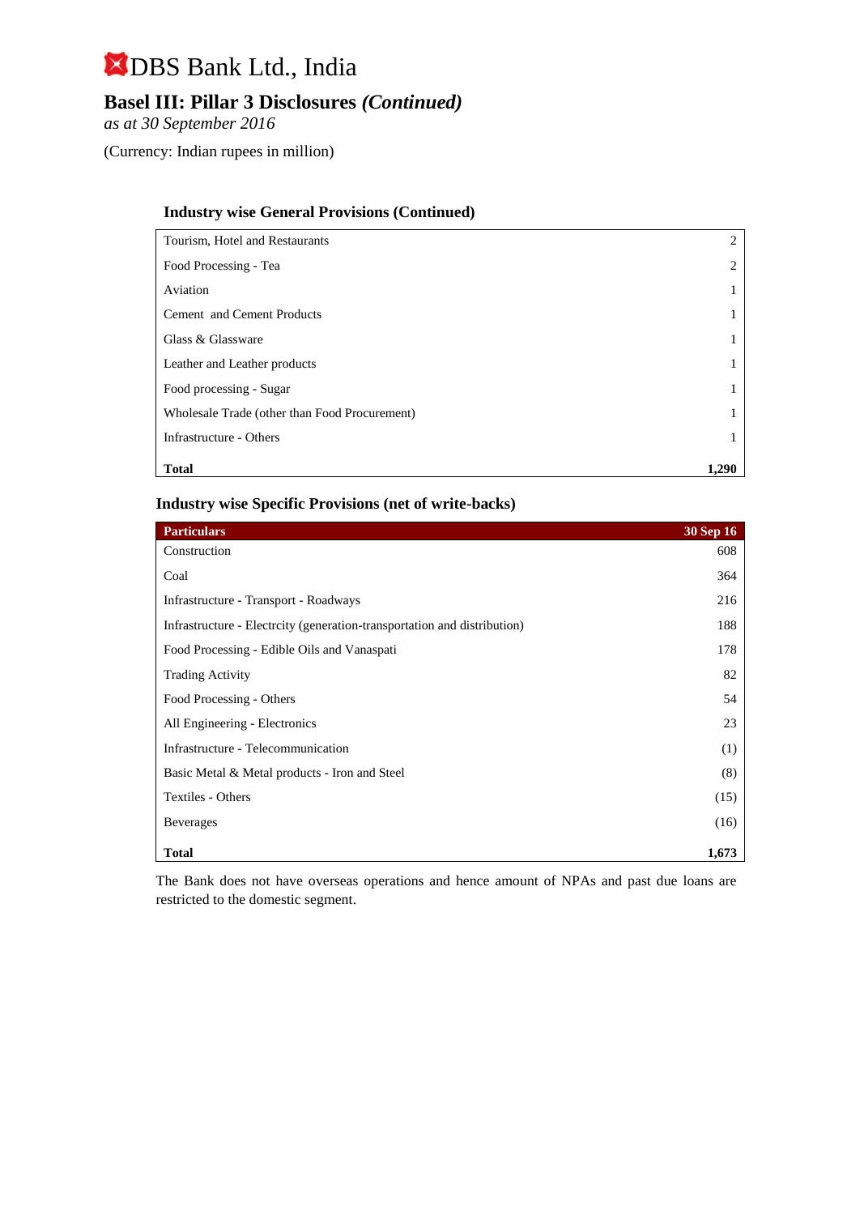# DBS Bank Ltd., India

## Basel III: Pillar 3 Disclosures *(Continued)*

*as at 30 September 2016*

(Currency: Indian rupees in million)

### Industry wise General Provisions (Continued)

| | |
|---|---|
| Tourism, Hotel and Restaurants | 2 |
| Food Processing - Tea | 2 |
| Aviation | 1 |
| Cement and Cement Products | 1 |
| Glass & Glassware | 1 |
| Leather and Leather products | 1 |
| Food processing - Sugar | 1 |
| Wholesale Trade (other than Food Procurement) | 1 |
| Infrastructure - Others | 1 |
| **Total** | **1,290** |

### Industry wise Specific Provisions (net of write-backs)

| **Particulars** | **30 Sep 16** |
|---|---|
| Construction | 608 |
| Coal | 364 |
| Infrastructure - Transport - Roadways | 216 |
| Infrastructure - Electrcity (generation-transportation and distribution) | 188 |
| Food Processing - Edible Oils and Vanaspati | 178 |
| Trading Activity | 82 |
| Food Processing - Others | 54 |
| All Engineering - Electronics | 23 |
| Infrastructure - Telecommunication | (1) |
| Basic Metal & Metal products - Iron and Steel | (8) |
| Textiles - Others | (15) |
| Beverages | (16) |
| **Total** | **1,673** |

The Bank does not have overseas operations and hence amount of NPAs and past due loans are restricted to the domestic segment.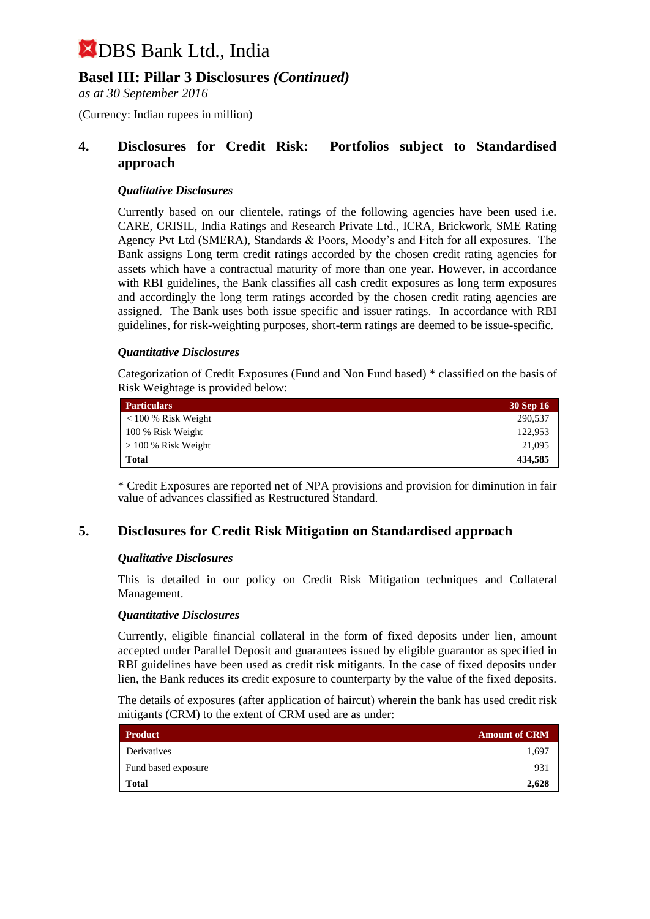DBS Bank Ltd., India

## Basel III: Pillar 3 Disclosures *(Continued)*

*as at 30 September 2016*

(Currency: Indian rupees in million)

## 4. Disclosures for Credit Risk: Portfolios subject to Standardised approach

### *Qualitative Disclosures*

Currently based on our clientele, ratings of the following agencies have been used i.e. CARE, CRISIL, India Ratings and Research Private Ltd., ICRA, Brickwork, SME Rating Agency Pvt Ltd (SMERA), Standards & Poors, Moody's and Fitch for all exposures. The Bank assigns Long term credit ratings accorded by the chosen credit rating agencies for assets which have a contractual maturity of more than one year. However, in accordance with RBI guidelines, the Bank classifies all cash credit exposures as long term exposures and accordingly the long term ratings accorded by the chosen credit rating agencies are assigned. The Bank uses both issue specific and issuer ratings. In accordance with RBI guidelines, for risk-weighting purposes, short-term ratings are deemed to be issue-specific.

### *Quantitative Disclosures*

Categorization of Credit Exposures (Fund and Non Fund based) * classified on the basis of Risk Weightage is provided below:

| Particulars | 30 Sep 16 |
|---|---|
| < 100 % Risk Weight | 290,537 |
| 100 % Risk Weight | 122,953 |
| > 100 % Risk Weight | 21,095 |
| **Total** | **434,585** |

* Credit Exposures are reported net of NPA provisions and provision for diminution in fair value of advances classified as Restructured Standard.

## 5. Disclosures for Credit Risk Mitigation on Standardised approach

### *Qualitative Disclosures*

This is detailed in our policy on Credit Risk Mitigation techniques and Collateral Management.

### *Quantitative Disclosures*

Currently, eligible financial collateral in the form of fixed deposits under lien, amount accepted under Parallel Deposit and guarantees issued by eligible guarantor as specified in RBI guidelines have been used as credit risk mitigants. In the case of fixed deposits under lien, the Bank reduces its credit exposure to counterparty by the value of the fixed deposits.

The details of exposures (after application of haircut) wherein the bank has used credit risk mitigants (CRM) to the extent of CRM used are as under:

| Product | Amount of CRM |
|---|---|
| Derivatives | 1,697 |
| Fund based exposure | 931 |
| **Total** | **2,628** |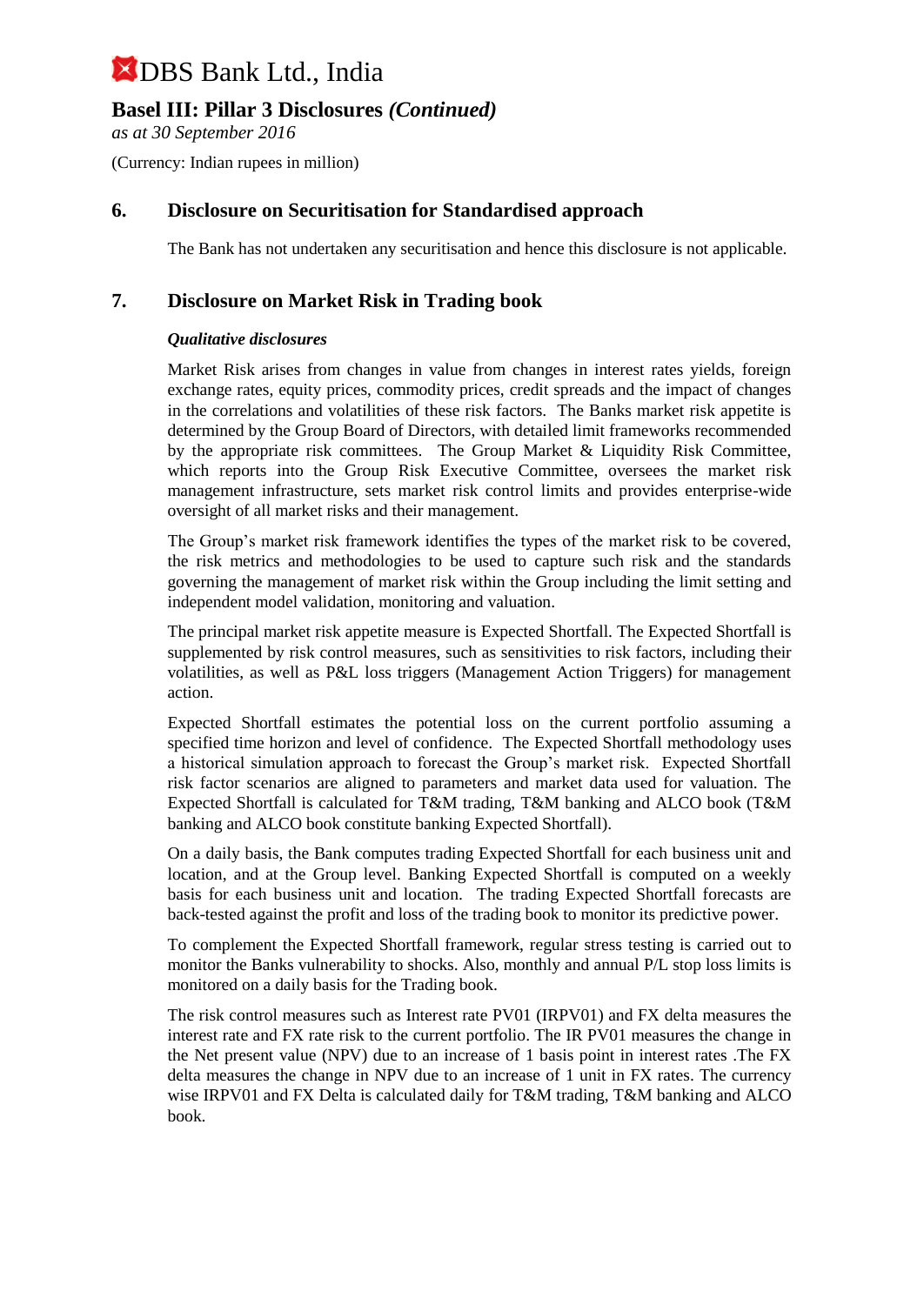# DBS Bank Ltd., India

## Basel III: Pillar 3 Disclosures *(Continued)*

*as at 30 September 2016*

(Currency: Indian rupees in million)

## 6. Disclosure on Securitisation for Standardised approach

The Bank has not undertaken any securitisation and hence this disclosure is not applicable.

## 7. Disclosure on Market Risk in Trading book

***Qualitative disclosures***

Market Risk arises from changes in value from changes in interest rates yields, foreign exchange rates, equity prices, commodity prices, credit spreads and the impact of changes in the correlations and volatilities of these risk factors. The Banks market risk appetite is determined by the Group Board of Directors, with detailed limit frameworks recommended by the appropriate risk committees. The Group Market & Liquidity Risk Committee, which reports into the Group Risk Executive Committee, oversees the market risk management infrastructure, sets market risk control limits and provides enterprise-wide oversight of all market risks and their management.

The Group's market risk framework identifies the types of the market risk to be covered, the risk metrics and methodologies to be used to capture such risk and the standards governing the management of market risk within the Group including the limit setting and independent model validation, monitoring and valuation.

The principal market risk appetite measure is Expected Shortfall. The Expected Shortfall is supplemented by risk control measures, such as sensitivities to risk factors, including their volatilities, as well as P&L loss triggers (Management Action Triggers) for management action.

Expected Shortfall estimates the potential loss on the current portfolio assuming a specified time horizon and level of confidence. The Expected Shortfall methodology uses a historical simulation approach to forecast the Group's market risk. Expected Shortfall risk factor scenarios are aligned to parameters and market data used for valuation. The Expected Shortfall is calculated for T&M trading, T&M banking and ALCO book (T&M banking and ALCO book constitute banking Expected Shortfall).

On a daily basis, the Bank computes trading Expected Shortfall for each business unit and location, and at the Group level. Banking Expected Shortfall is computed on a weekly basis for each business unit and location. The trading Expected Shortfall forecasts are back-tested against the profit and loss of the trading book to monitor its predictive power.

To complement the Expected Shortfall framework, regular stress testing is carried out to monitor the Banks vulnerability to shocks. Also, monthly and annual P/L stop loss limits is monitored on a daily basis for the Trading book.

The risk control measures such as Interest rate PV01 (IRPV01) and FX delta measures the interest rate and FX rate risk to the current portfolio. The IR PV01 measures the change in the Net present value (NPV) due to an increase of 1 basis point in interest rates .The FX delta measures the change in NPV due to an increase of 1 unit in FX rates. The currency wise IRPV01 and FX Delta is calculated daily for T&M trading, T&M banking and ALCO book.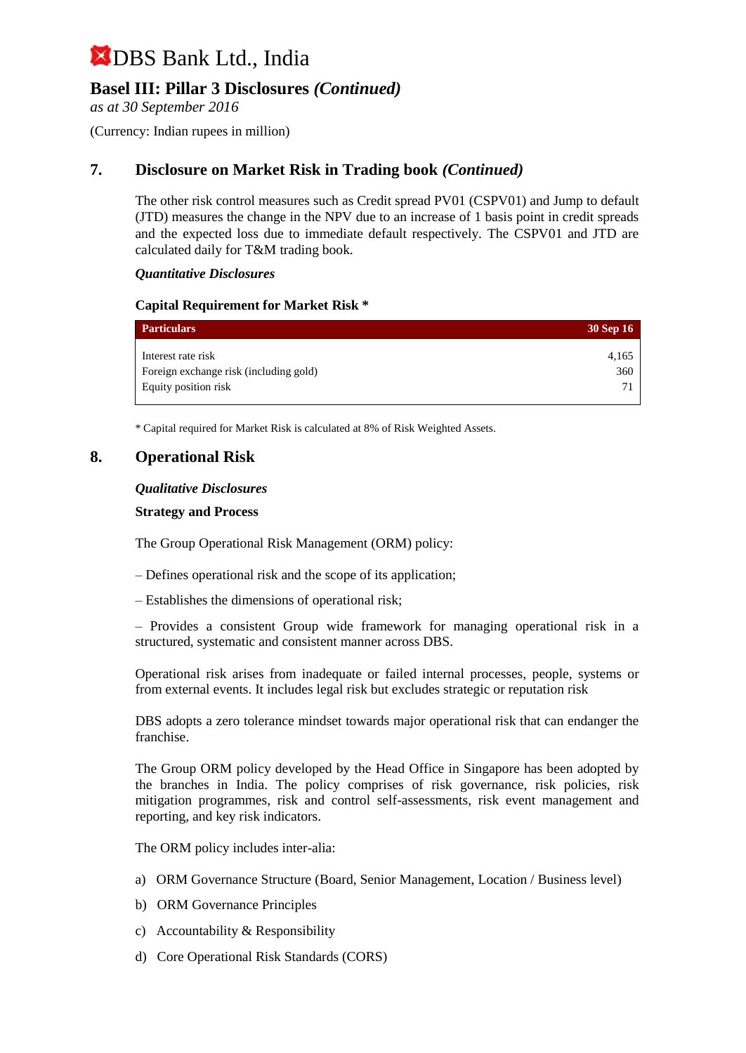# DBS Bank Ltd., India

## Basel III: Pillar 3 Disclosures *(Continued)*

*as at 30 September 2016*

(Currency: Indian rupees in million)

## 7. Disclosure on Market Risk in Trading book *(Continued)*

The other risk control measures such as Credit spread PV01 (CSPV01) and Jump to default (JTD) measures the change in the NPV due to an increase of 1 basis point in credit spreads and the expected loss due to immediate default respectively. The CSPV01 and JTD are calculated daily for T&M trading book.

***Quantitative Disclosures***

**Capital Requirement for Market Risk ***

| Particulars | 30 Sep 16 |
|---|---|
| Interest rate risk | 4,165 |
| Foreign exchange risk (including gold) | 360 |
| Equity position risk | 71 |

* Capital required for Market Risk is calculated at 8% of Risk Weighted Assets.

## 8. Operational Risk

***Qualitative Disclosures***

**Strategy and Process**

The Group Operational Risk Management (ORM) policy:

– Defines operational risk and the scope of its application;

– Establishes the dimensions of operational risk;

– Provides a consistent Group wide framework for managing operational risk in a structured, systematic and consistent manner across DBS.

Operational risk arises from inadequate or failed internal processes, people, systems or from external events. It includes legal risk but excludes strategic or reputation risk

DBS adopts a zero tolerance mindset towards major operational risk that can endanger the franchise.

The Group ORM policy developed by the Head Office in Singapore has been adopted by the branches in India. The policy comprises of risk governance, risk policies, risk mitigation programmes, risk and control self-assessments, risk event management and reporting, and key risk indicators.

The ORM policy includes inter-alia:

a) ORM Governance Structure (Board, Senior Management, Location / Business level)

b) ORM Governance Principles

c) Accountability & Responsibility

d) Core Operational Risk Standards (CORS)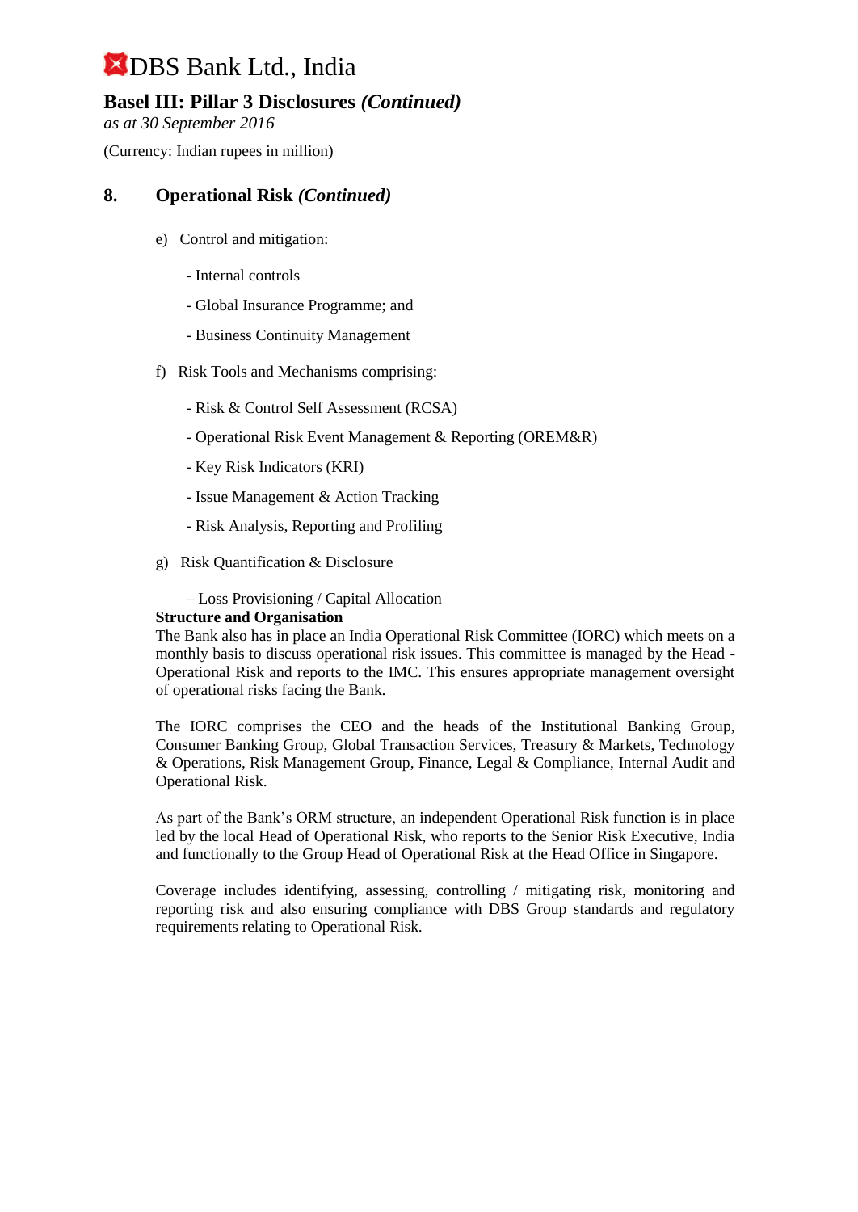## 8. Operational Risk *(Continued)*

e) Control and mitigation:

- Internal controls
- Global Insurance Programme; and
- Business Continuity Management

f) Risk Tools and Mechanisms comprising:

- Risk & Control Self Assessment (RCSA)
- Operational Risk Event Management & Reporting (OREM&R)
- Key Risk Indicators (KRI)
- Issue Management & Action Tracking
- Risk Analysis, Reporting and Profiling

g) Risk Quantification & Disclosure

– Loss Provisioning / Capital Allocation

**Structure and Organisation**

The Bank also has in place an India Operational Risk Committee (IORC) which meets on a monthly basis to discuss operational risk issues. This committee is managed by the Head - Operational Risk and reports to the IMC. This ensures appropriate management oversight of operational risks facing the Bank.

The IORC comprises the CEO and the heads of the Institutional Banking Group, Consumer Banking Group, Global Transaction Services, Treasury & Markets, Technology & Operations, Risk Management Group, Finance, Legal & Compliance, Internal Audit and Operational Risk.

As part of the Bank's ORM structure, an independent Operational Risk function is in place led by the local Head of Operational Risk, who reports to the Senior Risk Executive, India and functionally to the Group Head of Operational Risk at the Head Office in Singapore.

Coverage includes identifying, assessing, controlling / mitigating risk, monitoring and reporting risk and also ensuring compliance with DBS Group standards and regulatory requirements relating to Operational Risk.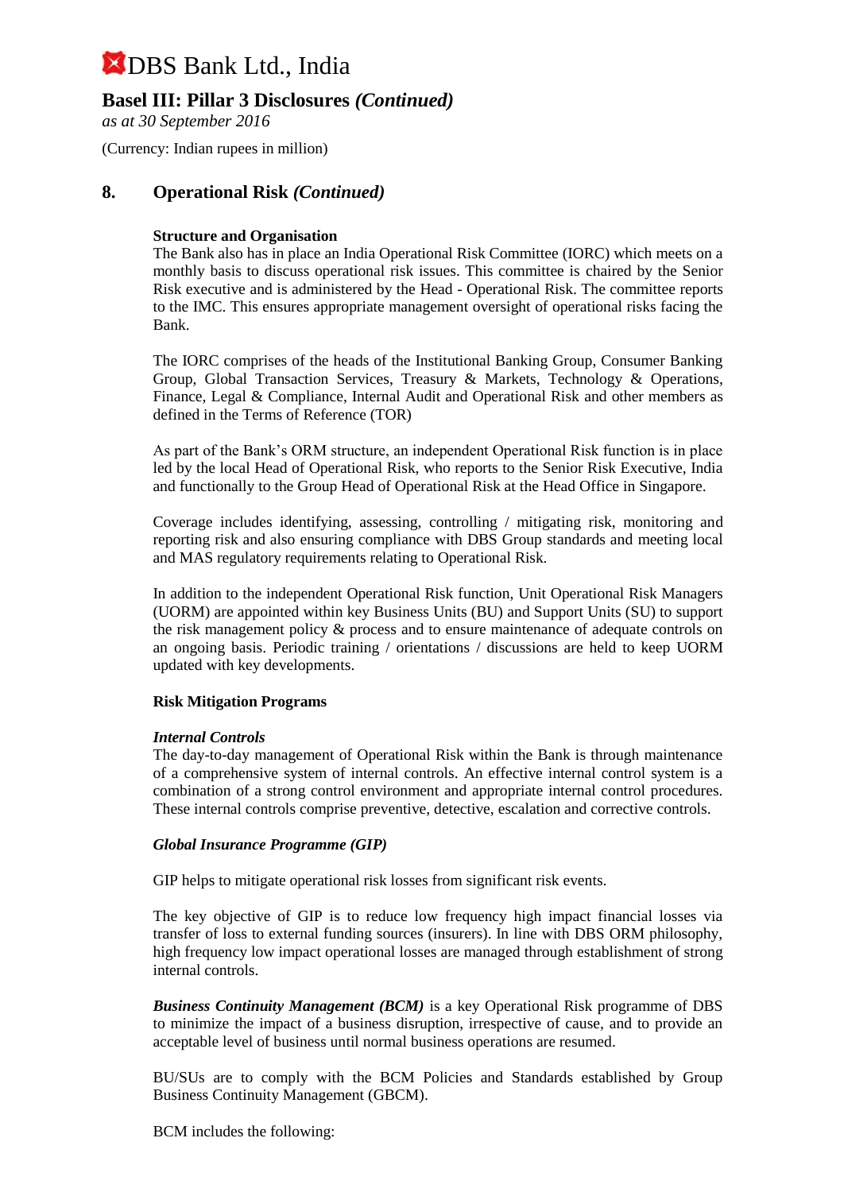## 8. Operational Risk *(Continued)*

**Structure and Organisation**

The Bank also has in place an India Operational Risk Committee (IORC) which meets on a monthly basis to discuss operational risk issues. This committee is chaired by the Senior Risk executive and is administered by the Head - Operational Risk. The committee reports to the IMC. This ensures appropriate management oversight of operational risks facing the Bank.

The IORC comprises of the heads of the Institutional Banking Group, Consumer Banking Group, Global Transaction Services, Treasury & Markets, Technology & Operations, Finance, Legal & Compliance, Internal Audit and Operational Risk and other members as defined in the Terms of Reference (TOR)

As part of the Bank's ORM structure, an independent Operational Risk function is in place led by the local Head of Operational Risk, who reports to the Senior Risk Executive, India and functionally to the Group Head of Operational Risk at the Head Office in Singapore.

Coverage includes identifying, assessing, controlling / mitigating risk, monitoring and reporting risk and also ensuring compliance with DBS Group standards and meeting local and MAS regulatory requirements relating to Operational Risk.

In addition to the independent Operational Risk function, Unit Operational Risk Managers (UORM) are appointed within key Business Units (BU) and Support Units (SU) to support the risk management policy & process and to ensure maintenance of adequate controls on an ongoing basis. Periodic training / orientations / discussions are held to keep UORM updated with key developments.

**Risk Mitigation Programs**

***Internal Controls***

The day-to-day management of Operational Risk within the Bank is through maintenance of a comprehensive system of internal controls. An effective internal control system is a combination of a strong control environment and appropriate internal control procedures. These internal controls comprise preventive, detective, escalation and corrective controls.

***Global Insurance Programme (GIP)***

GIP helps to mitigate operational risk losses from significant risk events.

The key objective of GIP is to reduce low frequency high impact financial losses via transfer of loss to external funding sources (insurers). In line with DBS ORM philosophy, high frequency low impact operational losses are managed through establishment of strong internal controls.

***Business Continuity Management (BCM)*** is a key Operational Risk programme of DBS to minimize the impact of a business disruption, irrespective of cause, and to provide an acceptable level of business until normal business operations are resumed.

BU/SUs are to comply with the BCM Policies and Standards established by Group Business Continuity Management (GBCM).

BCM includes the following: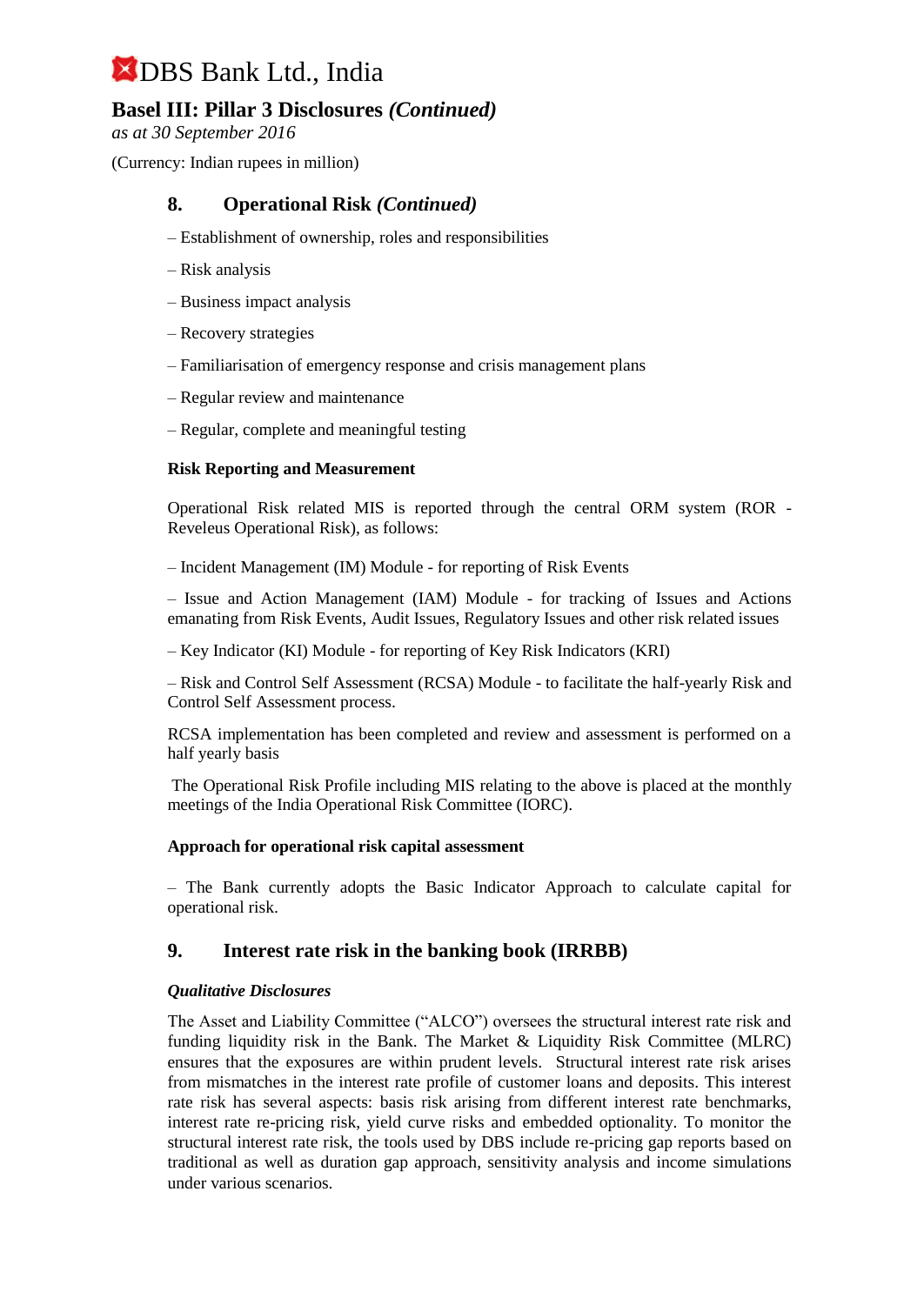## 8. Operational Risk *(Continued)*

– Establishment of ownership, roles and responsibilities

– Risk analysis

– Business impact analysis

– Recovery strategies

– Familiarisation of emergency response and crisis management plans

– Regular review and maintenance

– Regular, complete and meaningful testing

**Risk Reporting and Measurement**

Operational Risk related MIS is reported through the central ORM system (ROR - Reveleus Operational Risk), as follows:

– Incident Management (IM) Module - for reporting of Risk Events

– Issue and Action Management (IAM) Module - for tracking of Issues and Actions emanating from Risk Events, Audit Issues, Regulatory Issues and other risk related issues

– Key Indicator (KI) Module - for reporting of Key Risk Indicators (KRI)

– Risk and Control Self Assessment (RCSA) Module - to facilitate the half-yearly Risk and Control Self Assessment process.

RCSA implementation has been completed and review and assessment is performed on a half yearly basis

The Operational Risk Profile including MIS relating to the above is placed at the monthly meetings of the India Operational Risk Committee (IORC).

**Approach for operational risk capital assessment**

– The Bank currently adopts the Basic Indicator Approach to calculate capital for operational risk.

## 9. Interest rate risk in the banking book (IRRBB)

***Qualitative Disclosures***

The Asset and Liability Committee ("ALCO") oversees the structural interest rate risk and funding liquidity risk in the Bank. The Market & Liquidity Risk Committee (MLRC) ensures that the exposures are within prudent levels. Structural interest rate risk arises from mismatches in the interest rate profile of customer loans and deposits. This interest rate risk has several aspects: basis risk arising from different interest rate benchmarks, interest rate re-pricing risk, yield curve risks and embedded optionality. To monitor the structural interest rate risk, the tools used by DBS include re-pricing gap reports based on traditional as well as duration gap approach, sensitivity analysis and income simulations under various scenarios.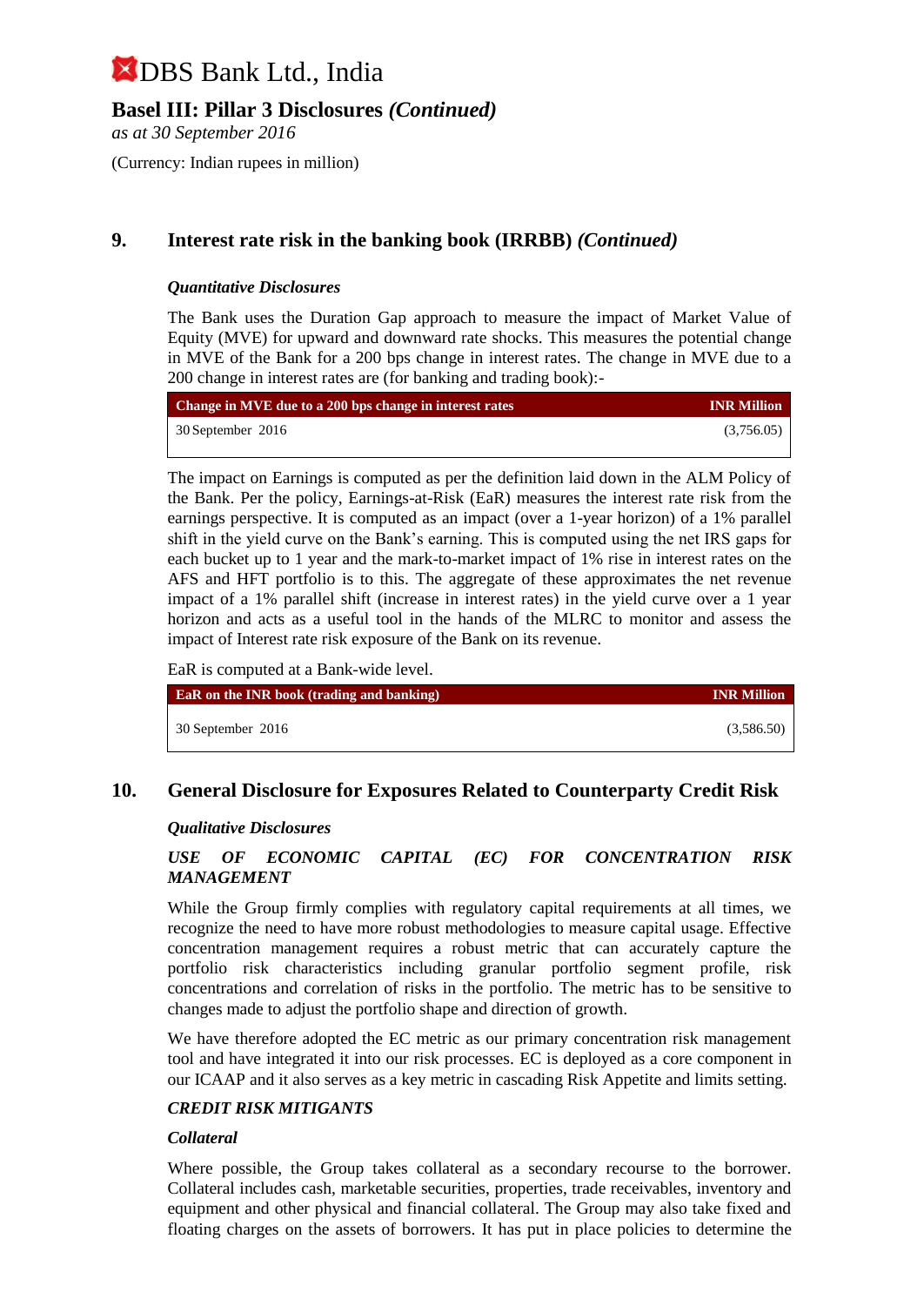# DBS Bank Ltd., India

## Basel III: Pillar 3 Disclosures *(Continued)*

*as at 30 September 2016*

(Currency: Indian rupees in million)

## 9. Interest rate risk in the banking book (IRRBB) *(Continued)*

***Quantitative Disclosures***

The Bank uses the Duration Gap approach to measure the impact of Market Value of Equity (MVE) for upward and downward rate shocks. This measures the potential change in MVE of the Bank for a 200 bps change in interest rates. The change in MVE due to a 200 change in interest rates are (for banking and trading book):-

| Change in MVE due to a 200 bps change in interest rates | INR Million |
|---|---|
| 30 September 2016 | (3,756.05) |

The impact on Earnings is computed as per the definition laid down in the ALM Policy of the Bank. Per the policy, Earnings-at-Risk (EaR) measures the interest rate risk from the earnings perspective. It is computed as an impact (over a 1-year horizon) of a 1% parallel shift in the yield curve on the Bank's earning. This is computed using the net IRS gaps for each bucket up to 1 year and the mark-to-market impact of 1% rise in interest rates on the AFS and HFT portfolio is to this. The aggregate of these approximates the net revenue impact of a 1% parallel shift (increase in interest rates) in the yield curve over a 1 year horizon and acts as a useful tool in the hands of the MLRC to monitor and assess the impact of Interest rate risk exposure of the Bank on its revenue.

EaR is computed at a Bank-wide level.

| EaR on the INR book (trading and banking) | INR Million |
|---|---|
| 30 September 2016 | (3,586.50) |

## 10. General Disclosure for Exposures Related to Counterparty Credit Risk

***Qualitative Disclosures***

***USE OF ECONOMIC CAPITAL (EC) FOR CONCENTRATION RISK MANAGEMENT***

While the Group firmly complies with regulatory capital requirements at all times, we recognize the need to have more robust methodologies to measure capital usage. Effective concentration management requires a robust metric that can accurately capture the portfolio risk characteristics including granular portfolio segment profile, risk concentrations and correlation of risks in the portfolio. The metric has to be sensitive to changes made to adjust the portfolio shape and direction of growth.

We have therefore adopted the EC metric as our primary concentration risk management tool and have integrated it into our risk processes. EC is deployed as a core component in our ICAAP and it also serves as a key metric in cascading Risk Appetite and limits setting.

***CREDIT RISK MITIGANTS***

***Collateral***

Where possible, the Group takes collateral as a secondary recourse to the borrower. Collateral includes cash, marketable securities, properties, trade receivables, inventory and equipment and other physical and financial collateral. The Group may also take fixed and floating charges on the assets of borrowers. It has put in place policies to determine the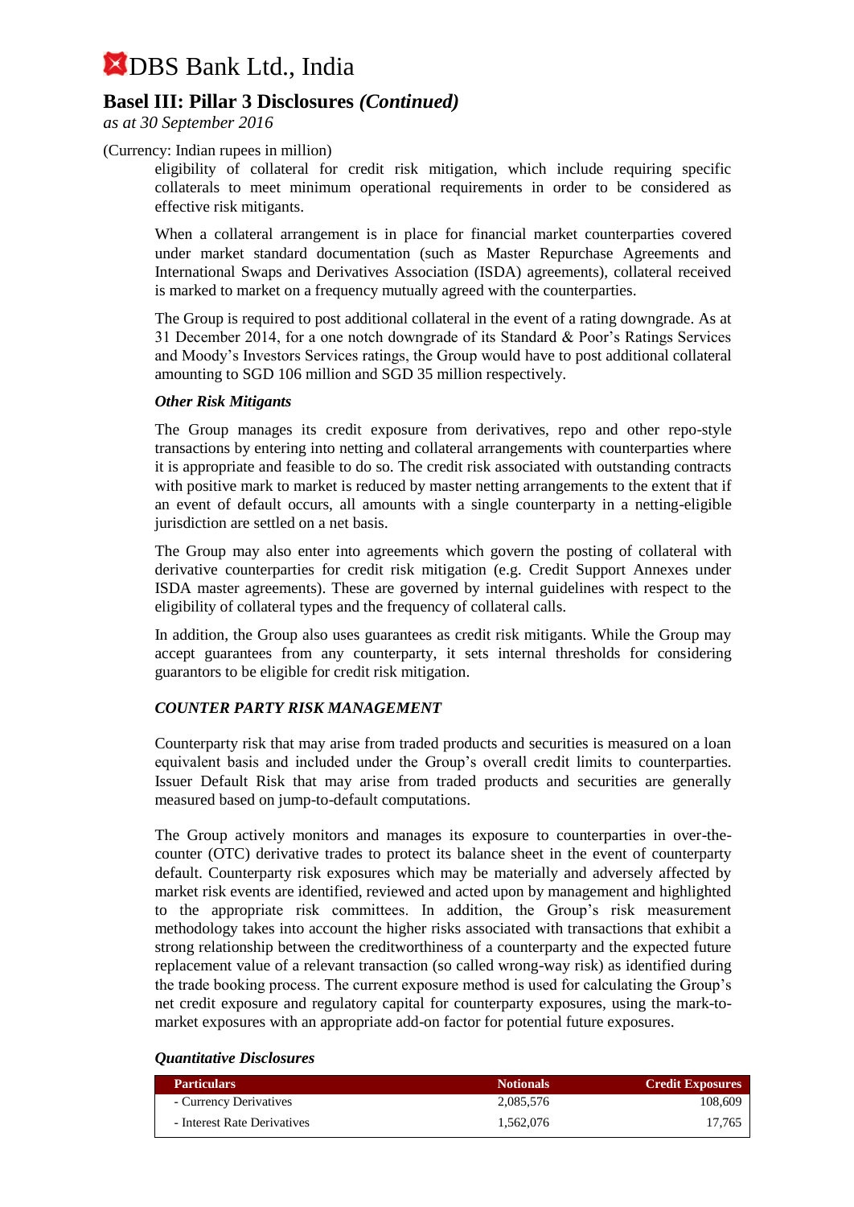(Currency: Indian rupees in million)

eligibility of collateral for credit risk mitigation, which include requiring specific collaterals to meet minimum operational requirements in order to be considered as effective risk mitigants.

When a collateral arrangement is in place for financial market counterparties covered under market standard documentation (such as Master Repurchase Agreements and International Swaps and Derivatives Association (ISDA) agreements), collateral received is marked to market on a frequency mutually agreed with the counterparties.

The Group is required to post additional collateral in the event of a rating downgrade. As at 31 December 2014, for a one notch downgrade of its Standard & Poor's Ratings Services and Moody's Investors Services ratings, the Group would have to post additional collateral amounting to SGD 106 million and SGD 35 million respectively.

***Other Risk Mitigants***

The Group manages its credit exposure from derivatives, repo and other repo-style transactions by entering into netting and collateral arrangements with counterparties where it is appropriate and feasible to do so. The credit risk associated with outstanding contracts with positive mark to market is reduced by master netting arrangements to the extent that if an event of default occurs, all amounts with a single counterparty in a netting-eligible jurisdiction are settled on a net basis.

The Group may also enter into agreements which govern the posting of collateral with derivative counterparties for credit risk mitigation (e.g. Credit Support Annexes under ISDA master agreements). These are governed by internal guidelines with respect to the eligibility of collateral types and the frequency of collateral calls.

In addition, the Group also uses guarantees as credit risk mitigants. While the Group may accept guarantees from any counterparty, it sets internal thresholds for considering guarantors to be eligible for credit risk mitigation.

***COUNTER PARTY RISK MANAGEMENT***

Counterparty risk that may arise from traded products and securities is measured on a loan equivalent basis and included under the Group's overall credit limits to counterparties. Issuer Default Risk that may arise from traded products and securities are generally measured based on jump-to-default computations.

The Group actively monitors and manages its exposure to counterparties in over-the-counter (OTC) derivative trades to protect its balance sheet in the event of counterparty default. Counterparty risk exposures which may be materially and adversely affected by market risk events are identified, reviewed and acted upon by management and highlighted to the appropriate risk committees. In addition, the Group's risk measurement methodology takes into account the higher risks associated with transactions that exhibit a strong relationship between the creditworthiness of a counterparty and the expected future replacement value of a relevant transaction (so called wrong-way risk) as identified during the trade booking process. The current exposure method is used for calculating the Group's net credit exposure and regulatory capital for counterparty exposures, using the mark-to-market exposures with an appropriate add-on factor for potential future exposures.

***Quantitative Disclosures***

| Particulars | Notionals | Credit Exposures |
|---|---|---|
| - Currency Derivatives | 2,085,576 | 108,609 |
| - Interest Rate Derivatives | 1,562,076 | 17,765 |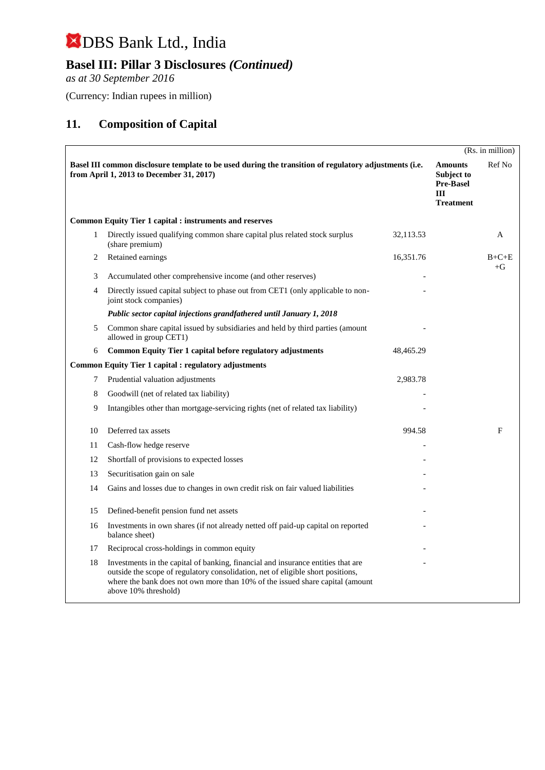# DBS Bank Ltd., India

## Basel III: Pillar 3 Disclosures *(Continued)*

*as at 30 September 2016*

(Currency: Indian rupees in million)

## 11. Composition of Capital

(Rs. in million)

| | Basel III common disclosure template to be used during the transition of regulatory adjustments (i.e. from April 1, 2013 to December 31, 2017) | | Amounts Subject to Pre-Basel III Treatment | Ref No |
|---|---|---|---|---|
| | **Common Equity Tier 1 capital : instruments and reserves** | | | |
| 1 | Directly issued qualifying common share capital plus related stock surplus (share premium) | 32,113.53 | | A |
| 2 | Retained earnings | 16,351.76 | | B+C+E +G |
| 3 | Accumulated other comprehensive income (and other reserves) | - | | |
| 4 | Directly issued capital subject to phase out from CET1 (only applicable to non-joint stock companies) | - | | |
| | ***Public sector capital injections grandfathered until January 1, 2018*** | | | |
| 5 | Common share capital issued by subsidiaries and held by third parties (amount allowed in group CET1) | - | | |
| 6 | **Common Equity Tier 1 capital before regulatory adjustments** | 48,465.29 | | |
| | **Common Equity Tier 1 capital : regulatory adjustments** | | | |
| 7 | Prudential valuation adjustments | 2,983.78 | | |
| 8 | Goodwill (net of related tax liability) | - | | |
| 9 | Intangibles other than mortgage-servicing rights (net of related tax liability) | - | | |
| 10 | Deferred tax assets | 994.58 | | F |
| 11 | Cash-flow hedge reserve | - | | |
| 12 | Shortfall of provisions to expected losses | - | | |
| 13 | Securitisation gain on sale | - | | |
| 14 | Gains and losses due to changes in own credit risk on fair valued liabilities | - | | |
| 15 | Defined-benefit pension fund net assets | - | | |
| 16 | Investments in own shares (if not already netted off paid-up capital on reported balance sheet) | - | | |
| 17 | Reciprocal cross-holdings in common equity | - | | |
| 18 | Investments in the capital of banking, financial and insurance entities that are outside the scope of regulatory consolidation, net of eligible short positions, where the bank does not own more than 10% of the issued share capital (amount above 10% threshold) | - | | |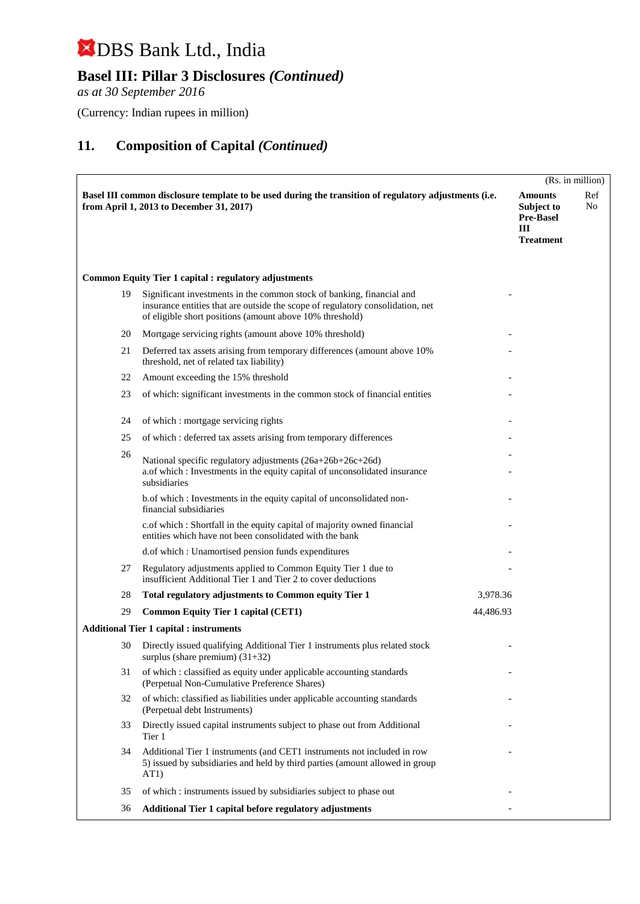# DBS Bank Ltd., India

## Basel III: Pillar 3 Disclosures *(Continued)*

*as at 30 September 2016*

(Currency: Indian rupees in million)

## 11. Composition of Capital *(Continued)*

(Rs. in million)

| | **Basel III common disclosure template to be used during the transition of regulatory adjustments (i.e. from April 1, 2013 to December 31, 2017)** | | **Amounts Subject to Pre-Basel III Treatment** | Ref No |
|---|---|---|---|---|
| | **Common Equity Tier 1 capital : regulatory adjustments** | | | |
| 19 | Significant investments in the common stock of banking, financial and insurance entities that are outside the scope of regulatory consolidation, net of eligible short positions (amount above 10% threshold) | - | | |
| 20 | Mortgage servicing rights (amount above 10% threshold) | - | | |
| 21 | Deferred tax assets arising from temporary differences (amount above 10% threshold, net of related tax liability) | - | | |
| 22 | Amount exceeding the 15% threshold | - | | |
| 23 | of which: significant investments in the common stock of financial entities | - | | |
| 24 | of which : mortgage servicing rights | - | | |
| 25 | of which : deferred tax assets arising from temporary differences | - | | |
| 26 | National specific regulatory adjustments (26a+26b+26c+26d) | - | | |
| | a.of which : Investments in the equity capital of unconsolidated insurance subsidiaries | - | | |
| | b.of which : Investments in the equity capital of unconsolidated non-financial subsidiaries | - | | |
| | c.of which : Shortfall in the equity capital of majority owned financial entities which have not been consolidated with the bank | - | | |
| | d.of which : Unamortised pension funds expenditures | - | | |
| 27 | Regulatory adjustments applied to Common Equity Tier 1 due to insufficient Additional Tier 1 and Tier 2 to cover deductions | - | | |
| 28 | **Total regulatory adjustments to Common equity Tier 1** | 3,978.36 | | |
| 29 | **Common Equity Tier 1 capital (CET1)** | 44,486.93 | | |
| | **Additional Tier 1 capital : instruments** | | | |
| 30 | Directly issued qualifying Additional Tier 1 instruments plus related stock surplus (share premium) (31+32) | - | | |
| 31 | of which : classified as equity under applicable accounting standards (Perpetual Non-Cumulative Preference Shares) | - | | |
| 32 | of which: classified as liabilities under applicable accounting standards (Perpetual debt Instruments) | - | | |
| 33 | Directly issued capital instruments subject to phase out from Additional Tier 1 | - | | |
| 34 | Additional Tier 1 instruments (and CET1 instruments not included in row 5) issued by subsidiaries and held by third parties (amount allowed in group AT1) | - | | |
| 35 | of which : instruments issued by subsidiaries subject to phase out | - | | |
| 36 | **Additional Tier 1 capital before regulatory adjustments** | - | | |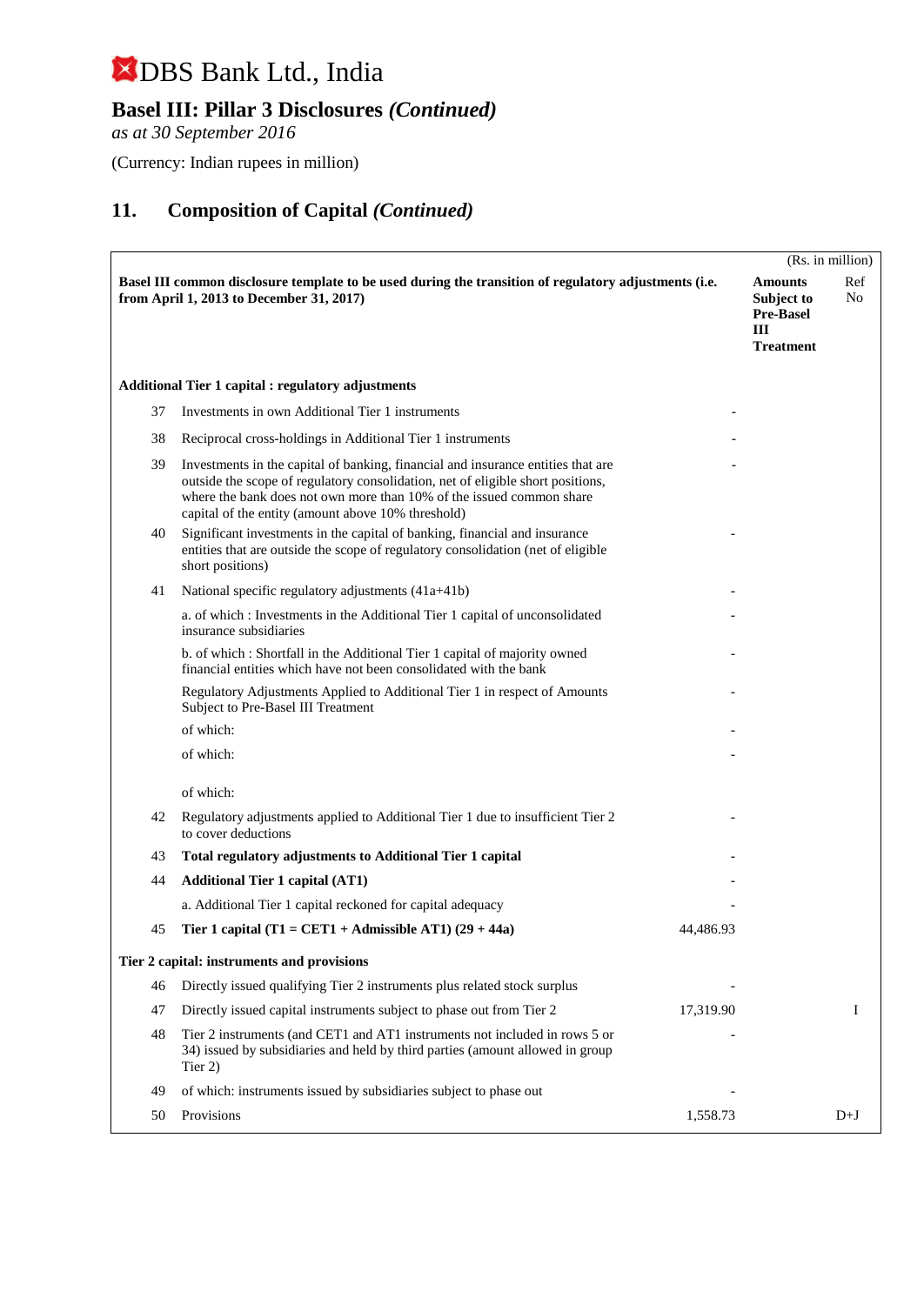DBS Bank Ltd., India

## Basel III: Pillar 3 Disclosures *(Continued)*

*as at 30 September 2016*

(Currency: Indian rupees in million)

## 11. Composition of Capital *(Continued)*

(Rs. in million)

| | **Basel III common disclosure template to be used during the transition of regulatory adjustments (i.e. from April 1, 2013 to December 31, 2017)** | | **Amounts Subject to Pre-Basel III Treatment** | Ref No |
|---|---|---|---|---|
| | **Additional Tier 1 capital : regulatory adjustments** | | | |
| 37 | Investments in own Additional Tier 1 instruments | - | | |
| 38 | Reciprocal cross-holdings in Additional Tier 1 instruments | - | | |
| 39 | Investments in the capital of banking, financial and insurance entities that are outside the scope of regulatory consolidation, net of eligible short positions, where the bank does not own more than 10% of the issued common share capital of the entity (amount above 10% threshold) | - | | |
| 40 | Significant investments in the capital of banking, financial and insurance entities that are outside the scope of regulatory consolidation (net of eligible short positions) | - | | |
| 41 | National specific regulatory adjustments (41a+41b) | - | | |
| | a. of which : Investments in the Additional Tier 1 capital of unconsolidated insurance subsidiaries | - | | |
| | b. of which : Shortfall in the Additional Tier 1 capital of majority owned financial entities which have not been consolidated with the bank | - | | |
| | Regulatory Adjustments Applied to Additional Tier 1 in respect of Amounts Subject to Pre-Basel III Treatment | - | | |
| | of which: | - | | |
| | of which: | - | | |
| | of which: | | | |
| 42 | Regulatory adjustments applied to Additional Tier 1 due to insufficient Tier 2 to cover deductions | - | | |
| 43 | **Total regulatory adjustments to Additional Tier 1 capital** | - | | |
| 44 | **Additional Tier 1 capital (AT1)** | - | | |
| | a. Additional Tier 1 capital reckoned for capital adequacy | - | | |
| 45 | **Tier 1 capital (T1 = CET1 + Admissible AT1) (29 + 44a)** | 44,486.93 | | |
| | **Tier 2 capital: instruments and provisions** | | | |
| 46 | Directly issued qualifying Tier 2 instruments plus related stock surplus | - | | |
| 47 | Directly issued capital instruments subject to phase out from Tier 2 | 17,319.90 | | I |
| 48 | Tier 2 instruments (and CET1 and AT1 instruments not included in rows 5 or 34) issued by subsidiaries and held by third parties (amount allowed in group Tier 2) | - | | |
| 49 | of which: instruments issued by subsidiaries subject to phase out | - | | |
| 50 | Provisions | 1,558.73 | | D+J |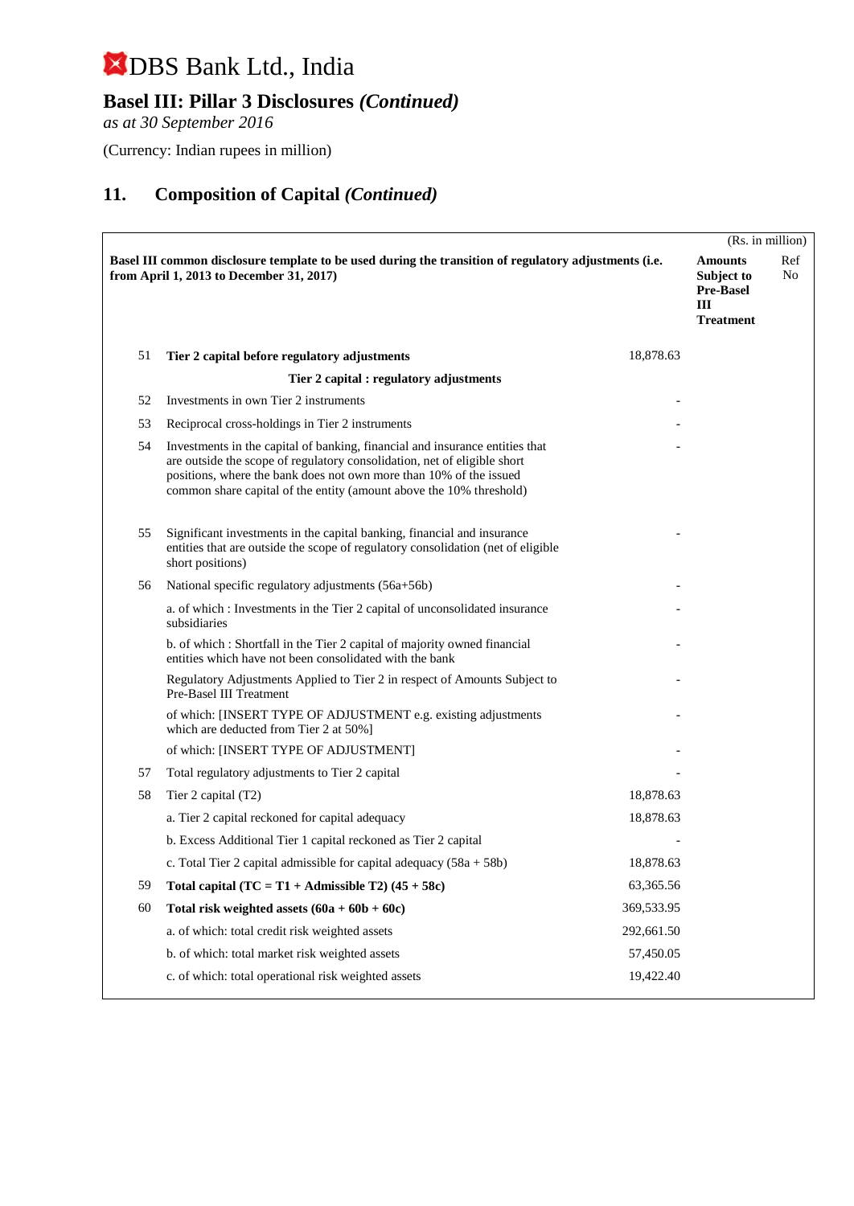# DBS Bank Ltd., India

## Basel III: Pillar 3 Disclosures *(Continued)*

*as at 30 September 2016*

(Currency: Indian rupees in million)

## 11. Composition of Capital *(Continued)*

(Rs. in million)

| | Basel III common disclosure template to be used during the transition of regulatory adjustments (i.e. from April 1, 2013 to December 31, 2017) | | Amounts Subject to Pre-Basel III Treatment | Ref No |
|---|---|---|---|---|
| 51 | **Tier 2 capital before regulatory adjustments** | 18,878.63 | | |
| | **Tier 2 capital : regulatory adjustments** | | | |
| 52 | Investments in own Tier 2 instruments | - | | |
| 53 | Reciprocal cross-holdings in Tier 2 instruments | - | | |
| 54 | Investments in the capital of banking, financial and insurance entities that are outside the scope of regulatory consolidation, net of eligible short positions, where the bank does not own more than 10% of the issued common share capital of the entity (amount above the 10% threshold) | - | | |
| 55 | Significant investments in the capital banking, financial and insurance entities that are outside the scope of regulatory consolidation (net of eligible short positions) | - | | |
| 56 | National specific regulatory adjustments (56a+56b) | - | | |
| | a. of which : Investments in the Tier 2 capital of unconsolidated insurance subsidiaries | - | | |
| | b. of which : Shortfall in the Tier 2 capital of majority owned financial entities which have not been consolidated with the bank | - | | |
| | Regulatory Adjustments Applied to Tier 2 in respect of Amounts Subject to Pre-Basel III Treatment | - | | |
| | of which: [INSERT TYPE OF ADJUSTMENT e.g. existing adjustments which are deducted from Tier 2 at 50%] | - | | |
| | of which: [INSERT TYPE OF ADJUSTMENT] | - | | |
| 57 | Total regulatory adjustments to Tier 2 capital | - | | |
| 58 | Tier 2 capital (T2) | 18,878.63 | | |
| | a. Tier 2 capital reckoned for capital adequacy | 18,878.63 | | |
| | b. Excess Additional Tier 1 capital reckoned as Tier 2 capital | - | | |
| | c. Total Tier 2 capital admissible for capital adequacy (58a + 58b) | 18,878.63 | | |
| 59 | **Total capital (TC = T1 + Admissible T2) (45 + 58c)** | 63,365.56 | | |
| 60 | **Total risk weighted assets (60a + 60b + 60c)** | 369,533.95 | | |
| | a. of which: total credit risk weighted assets | 292,661.50 | | |
| | b. of which: total market risk weighted assets | 57,450.05 | | |
| | c. of which: total operational risk weighted assets | 19,422.40 | | |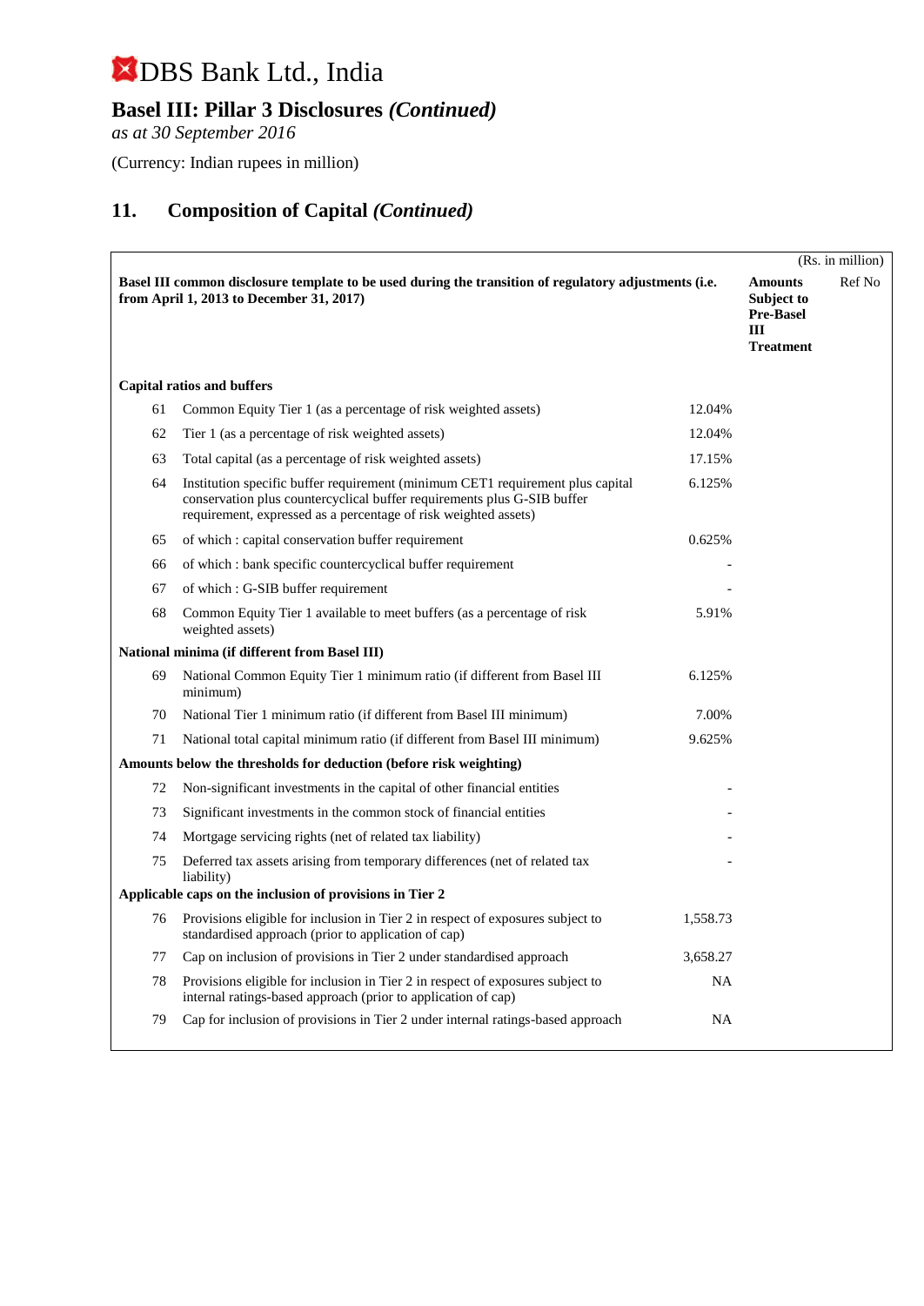# DBS Bank Ltd., India

## Basel III: Pillar 3 Disclosures *(Continued)*

*as at 30 September 2016*

(Currency: Indian rupees in million)

## 11. Composition of Capital *(Continued)*

(Rs. in million)

| | Basel III common disclosure template to be used during the transition of regulatory adjustments (i.e. from April 1, 2013 to December 31, 2017) | | Amounts Subject to Pre-Basel III Treatment | Ref No |
|---|---|---|---|---|
| **Capital ratios and buffers** | | | | |
| 61 | Common Equity Tier 1 (as a percentage of risk weighted assets) | 12.04% | | |
| 62 | Tier 1 (as a percentage of risk weighted assets) | 12.04% | | |
| 63 | Total capital (as a percentage of risk weighted assets) | 17.15% | | |
| 64 | Institution specific buffer requirement (minimum CET1 requirement plus capital conservation plus countercyclical buffer requirements plus G-SIB buffer requirement, expressed as a percentage of risk weighted assets) | 6.125% | | |
| 65 | of which : capital conservation buffer requirement | 0.625% | | |
| 66 | of which : bank specific countercyclical buffer requirement | - | | |
| 67 | of which : G-SIB buffer requirement | - | | |
| 68 | Common Equity Tier 1 available to meet buffers (as a percentage of risk weighted assets) | 5.91% | | |
| **National minima (if different from Basel III)** | | | | |
| 69 | National Common Equity Tier 1 minimum ratio (if different from Basel III minimum) | 6.125% | | |
| 70 | National Tier 1 minimum ratio (if different from Basel III minimum) | 7.00% | | |
| 71 | National total capital minimum ratio (if different from Basel III minimum) | 9.625% | | |
| **Amounts below the thresholds for deduction (before risk weighting)** | | | | |
| 72 | Non-significant investments in the capital of other financial entities | - | | |
| 73 | Significant investments in the common stock of financial entities | - | | |
| 74 | Mortgage servicing rights (net of related tax liability) | - | | |
| 75 | Deferred tax assets arising from temporary differences (net of related tax liability) | - | | |
| **Applicable caps on the inclusion of provisions in Tier 2** | | | | |
| 76 | Provisions eligible for inclusion in Tier 2 in respect of exposures subject to standardised approach (prior to application of cap) | 1,558.73 | | |
| 77 | Cap on inclusion of provisions in Tier 2 under standardised approach | 3,658.27 | | |
| 78 | Provisions eligible for inclusion in Tier 2 in respect of exposures subject to internal ratings-based approach (prior to application of cap) | NA | | |
| 79 | Cap for inclusion of provisions in Tier 2 under internal ratings-based approach | NA | | |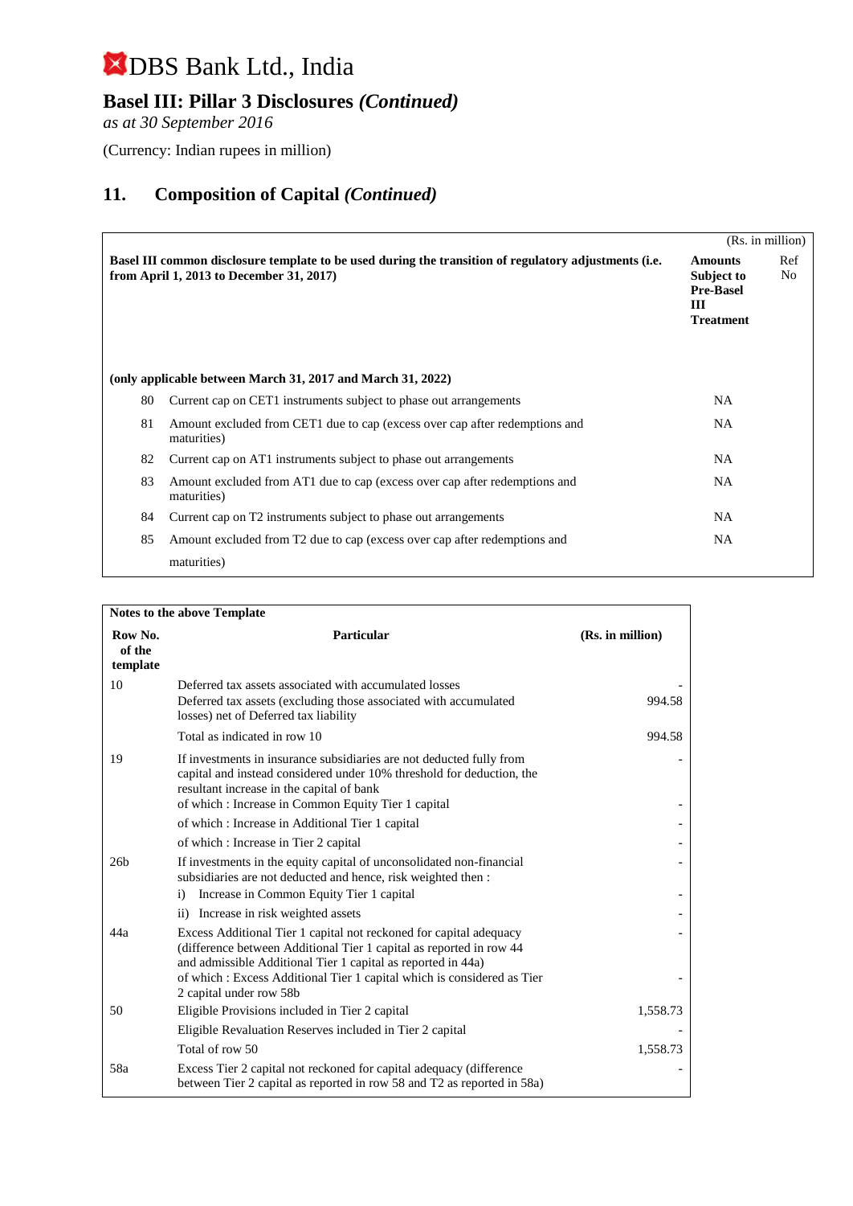# DBS Bank Ltd., India

## Basel III: Pillar 3 Disclosures *(Continued)*

*as at 30 September 2016*

(Currency: Indian rupees in million)

## 11. Composition of Capital *(Continued)*

(Rs. in million)

| | **Basel III common disclosure template to be used during the transition of regulatory adjustments (i.e. from April 1, 2013 to December 31, 2017)** | **Amounts Subject to Pre-Basel III Treatment** | **Ref No** |
|---|---|---|---|
| | **(only applicable between March 31, 2017 and March 31, 2022)** | | |
| 80 | Current cap on CET1 instruments subject to phase out arrangements | NA | |
| 81 | Amount excluded from CET1 due to cap (excess over cap after redemptions and maturities) | NA | |
| 82 | Current cap on AT1 instruments subject to phase out arrangements | NA | |
| 83 | Amount excluded from AT1 due to cap (excess over cap after redemptions and maturities) | NA | |
| 84 | Current cap on T2 instruments subject to phase out arrangements | NA | |
| 85 | Amount excluded from T2 due to cap (excess over cap after redemptions and maturities) | NA | |

**Notes to the above Template**

| **Row No. of the template** | **Particular** | **(Rs. in million)** |
|---|---|---|
| 10 | Deferred tax assets associated with accumulated losses | - |
| | Deferred tax assets (excluding those associated with accumulated losses) net of Deferred tax liability | 994.58 |
| | Total as indicated in row 10 | 994.58 |
| 19 | If investments in insurance subsidiaries are not deducted fully from capital and instead considered under 10% threshold for deduction, the resultant increase in the capital of bank | - |
| | of which : Increase in Common Equity Tier 1 capital | - |
| | of which : Increase in Additional Tier 1 capital | - |
| | of which : Increase in Tier 2 capital | - |
| 26b | If investments in the equity capital of unconsolidated non-financial subsidiaries are not deducted and hence, risk weighted then : | - |
| | i) Increase in Common Equity Tier 1 capital | - |
| | ii) Increase in risk weighted assets | - |
| 44a | Excess Additional Tier 1 capital not reckoned for capital adequacy (difference between Additional Tier 1 capital as reported in row 44 and admissible Additional Tier 1 capital as reported in 44a) | - |
| | of which : Excess Additional Tier 1 capital which is considered as Tier 2 capital under row 58b | - |
| 50 | Eligible Provisions included in Tier 2 capital | 1,558.73 |
| | Eligible Revaluation Reserves included in Tier 2 capital | - |
| | Total of row 50 | 1,558.73 |
| 58a | Excess Tier 2 capital not reckoned for capital adequacy (difference between Tier 2 capital as reported in row 58 and T2 as reported in 58a) | - |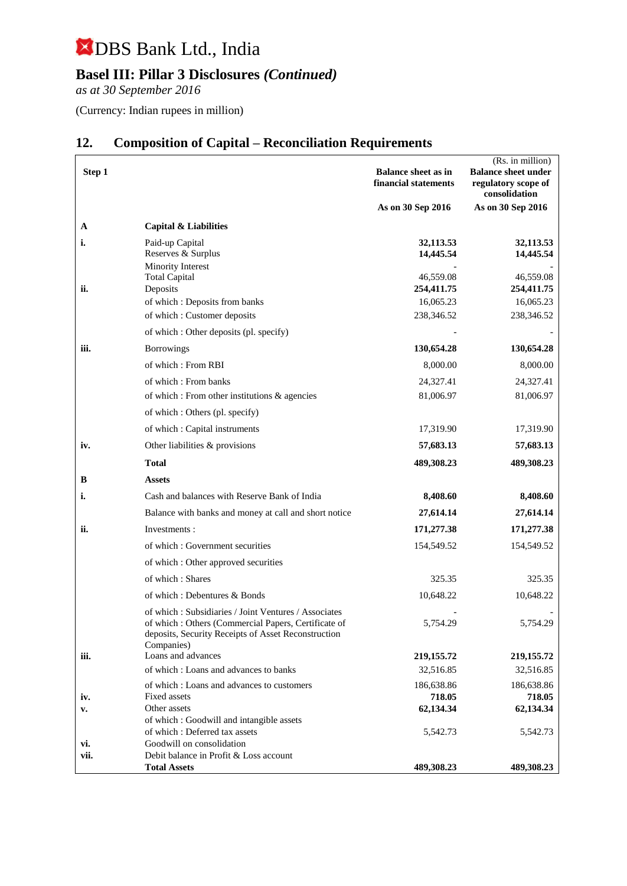# DBS Bank Ltd., India

## Basel III: Pillar 3 Disclosures *(Continued)*

*as at 30 September 2016*

(Currency: Indian rupees in million)

## 12. Composition of Capital – Reconciliation Requirements

(Rs. in million)

| Step 1 | | Balance sheet as in financial statements | Balance sheet under regulatory scope of consolidation |
|---|---|---|---|
| | | As on 30 Sep 2016 | As on 30 Sep 2016 |
| **A** | **Capital & Liabilities** | | |
| **i.** | Paid-up Capital | **32,113.53** | **32,113.53** |
| | Reserves & Surplus | **14,445.54** | **14,445.54** |
| | Minority Interest | - | - |
| | Total Capital | 46,559.08 | 46,559.08 |
| **ii.** | Deposits | **254,411.75** | **254,411.75** |
| | of which : Deposits from banks | 16,065.23 | 16,065.23 |
| | of which : Customer deposits | 238,346.52 | 238,346.52 |
| | of which : Other deposits (pl. specify) | - | - |
| **iii.** | Borrowings | **130,654.28** | **130,654.28** |
| | of which : From RBI | 8,000.00 | 8,000.00 |
| | of which : From banks | 24,327.41 | 24,327.41 |
| | of which : From other institutions & agencies | 81,006.97 | 81,006.97 |
| | of which : Others (pl. specify) | | |
| | of which : Capital instruments | 17,319.90 | 17,319.90 |
| **iv.** | Other liabilities & provisions | **57,683.13** | **57,683.13** |
| | **Total** | **489,308.23** | **489,308.23** |
| **B** | **Assets** | | |
| **i.** | Cash and balances with Reserve Bank of India | **8,408.60** | **8,408.60** |
| | Balance with banks and money at call and short notice | **27,614.14** | **27,614.14** |
| **ii.** | Investments : | **171,277.38** | **171,277.38** |
| | of which : Government securities | 154,549.52 | 154,549.52 |
| | of which : Other approved securities | | |
| | of which : Shares | 325.35 | 325.35 |
| | of which : Debentures & Bonds | 10,648.22 | 10,648.22 |
| | of which : Subsidiaries / Joint Ventures / Associates | - | - |
| | of which : Others (Commercial Papers, Certificate of deposits, Security Receipts of Asset Reconstruction Companies) | 5,754.29 | 5,754.29 |
| **iii.** | Loans and advances | **219,155.72** | **219,155.72** |
| | of which : Loans and advances to banks | 32,516.85 | 32,516.85 |
| | of which : Loans and advances to customers | 186,638.86 | 186,638.86 |
| **iv.** | Fixed assets | **718.05** | **718.05** |
| **v.** | Other assets | **62,134.34** | **62,134.34** |
| | of which : Goodwill and intangible assets | | |
| | of which : Deferred tax assets | 5,542.73 | 5,542.73 |
| **vi.** | Goodwill on consolidation | | |
| **vii.** | Debit balance in Profit & Loss account | | |
| | **Total Assets** | **489,308.23** | **489,308.23** |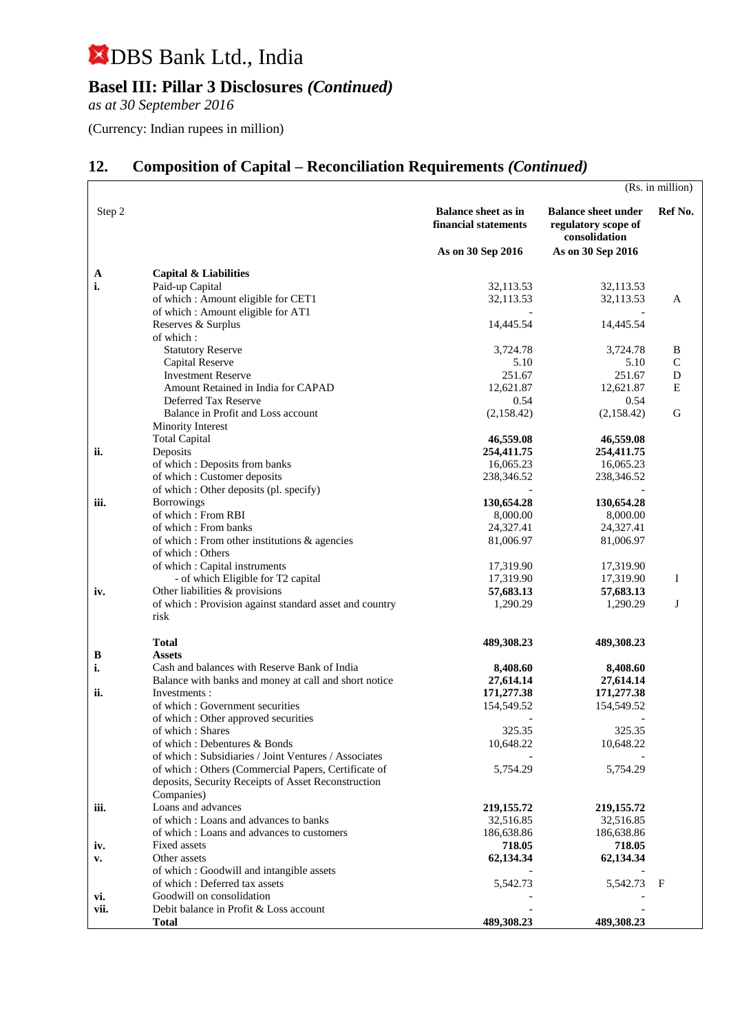# DBS Bank Ltd., India

## Basel III: Pillar 3 Disclosures *(Continued)*

*as at 30 September 2016*

(Currency: Indian rupees in million)

## 12. Composition of Capital – Reconciliation Requirements *(Continued)*

(Rs. in million)

| Step 2 | | Balance sheet as in financial statements | Balance sheet under regulatory scope of consolidation | Ref No. |
|---|---|---|---|---|
| | | As on 30 Sep 2016 | As on 30 Sep 2016 | |
| **A** | **Capital & Liabilities** | | | |
| **i.** | Paid-up Capital | 32,113.53 | 32,113.53 | |
| | of which : Amount eligible for CET1 | 32,113.53 | 32,113.53 | A |
| | of which : Amount eligible for AT1 | - | - | |
| | Reserves & Surplus | 14,445.54 | 14,445.54 | |
| | of which : | | | |
| | Statutory Reserve | 3,724.78 | 3,724.78 | B |
| | Capital Reserve | 5.10 | 5.10 | C |
| | Investment Reserve | 251.67 | 251.67 | D |
| | Amount Retained in India for CAPAD | 12,621.87 | 12,621.87 | E |
| | Deferred Tax Reserve | 0.54 | 0.54 | |
| | Balance in Profit and Loss account | (2,158.42) | (2,158.42) | G |
| | Minority Interest | | | |
| | Total Capital | **46,559.08** | **46,559.08** | |
| **ii.** | Deposits | **254,411.75** | **254,411.75** | |
| | of which : Deposits from banks | 16,065.23 | 16,065.23 | |
| | of which : Customer deposits | 238,346.52 | 238,346.52 | |
| | of which : Other deposits (pl. specify) | - | - | |
| **iii.** | Borrowings | **130,654.28** | **130,654.28** | |
| | of which : From RBI | 8,000.00 | 8,000.00 | |
| | of which : From banks | 24,327.41 | 24,327.41 | |
| | of which : From other institutions & agencies | 81,006.97 | 81,006.97 | |
| | of which : Others | | | |
| | of which : Capital instruments | 17,319.90 | 17,319.90 | |
| | - of which Eligible for T2 capital | 17,319.90 | 17,319.90 | I |
| **iv.** | Other liabilities & provisions | **57,683.13** | **57,683.13** | |
| | of which : Provision against standard asset and country risk | 1,290.29 | 1,290.29 | J |
| | **Total** | **489,308.23** | **489,308.23** | |
| **B** | **Assets** | | | |
| **i.** | Cash and balances with Reserve Bank of India | **8,408.60** | **8,408.60** | |
| | Balance with banks and money at call and short notice | **27,614.14** | **27,614.14** | |
| **ii.** | Investments : | **171,277.38** | **171,277.38** | |
| | of which : Government securities | 154,549.52 | 154,549.52 | |
| | of which : Other approved securities | - | - | |
| | of which : Shares | 325.35 | 325.35 | |
| | of which : Debentures & Bonds | 10,648.22 | 10,648.22 | |
| | of which : Subsidiaries / Joint Ventures / Associates | - | - | |
| | of which : Others (Commercial Papers, Certificate of deposits, Security Receipts of Asset Reconstruction Companies) | 5,754.29 | 5,754.29 | |
| **iii.** | Loans and advances | **219,155.72** | **219,155.72** | |
| | of which : Loans and advances to banks | 32,516.85 | 32,516.85 | |
| | of which : Loans and advances to customers | 186,638.86 | 186,638.86 | |
| **iv.** | Fixed assets | **718.05** | **718.05** | |
| **v.** | Other assets | **62,134.34** | **62,134.34** | |
| | of which : Goodwill and intangible assets | - | - | |
| | of which : Deferred tax assets | 5,542.73 | 5,542.73 | F |
| **vi.** | Goodwill on consolidation | - | - | |
| **vii.** | Debit balance in Profit & Loss account | - | - | |
| | **Total** | **489,308.23** | **489,308.23** | |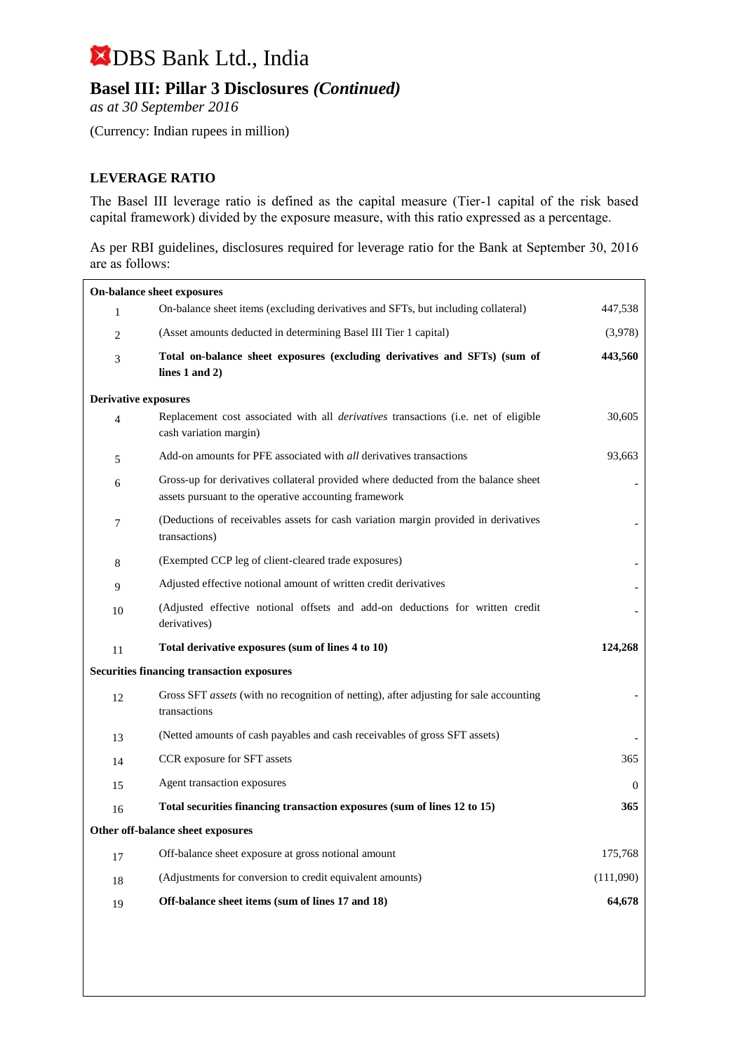# DBS Bank Ltd., India

## Basel III: Pillar 3 Disclosures *(Continued)*

*as at 30 September 2016*

(Currency: Indian rupees in million)

### LEVERAGE RATIO

The Basel III leverage ratio is defined as the capital measure (Tier-1 capital of the risk based capital framework) divided by the exposure measure, with this ratio expressed as a percentage.

As per RBI guidelines, disclosures required for leverage ratio for the Bank at September 30, 2016 are as follows:

| | | |
|---|---|---|
| **On-balance sheet exposures** | | |
| 1 | On-balance sheet items (excluding derivatives and SFTs, but including collateral) | 447,538 |
| 2 | (Asset amounts deducted in determining Basel III Tier 1 capital) | (3,978) |
| 3 | **Total on-balance sheet exposures (excluding derivatives and SFTs) (sum of lines 1 and 2)** | **443,560** |
| **Derivative exposures** | | |
| 4 | Replacement cost associated with all *derivatives* transactions (i.e. net of eligible cash variation margin) | 30,605 |
| 5 | Add-on amounts for PFE associated with *all* derivatives transactions | 93,663 |
| 6 | Gross-up for derivatives collateral provided where deducted from the balance sheet assets pursuant to the operative accounting framework | - |
| 7 | (Deductions of receivables assets for cash variation margin provided in derivatives transactions) | - |
| 8 | (Exempted CCP leg of client-cleared trade exposures) | - |
| 9 | Adjusted effective notional amount of written credit derivatives | - |
| 10 | (Adjusted effective notional offsets and add-on deductions for written credit derivatives) | - |
| 11 | **Total derivative exposures (sum of lines 4 to 10)** | **124,268** |
| **Securities financing transaction exposures** | | |
| 12 | Gross SFT *assets* (with no recognition of netting), after adjusting for sale accounting transactions | - |
| 13 | (Netted amounts of cash payables and cash receivables of gross SFT assets) | - |
| 14 | CCR exposure for SFT assets | 365 |
| 15 | Agent transaction exposures | 0 |
| 16 | **Total securities financing transaction exposures (sum of lines 12 to 15)** | **365** |
| **Other off-balance sheet exposures** | | |
| 17 | Off-balance sheet exposure at gross notional amount | 175,768 |
| 18 | (Adjustments for conversion to credit equivalent amounts) | (111,090) |
| 19 | **Off-balance sheet items (sum of lines 17 and 18)** | **64,678** |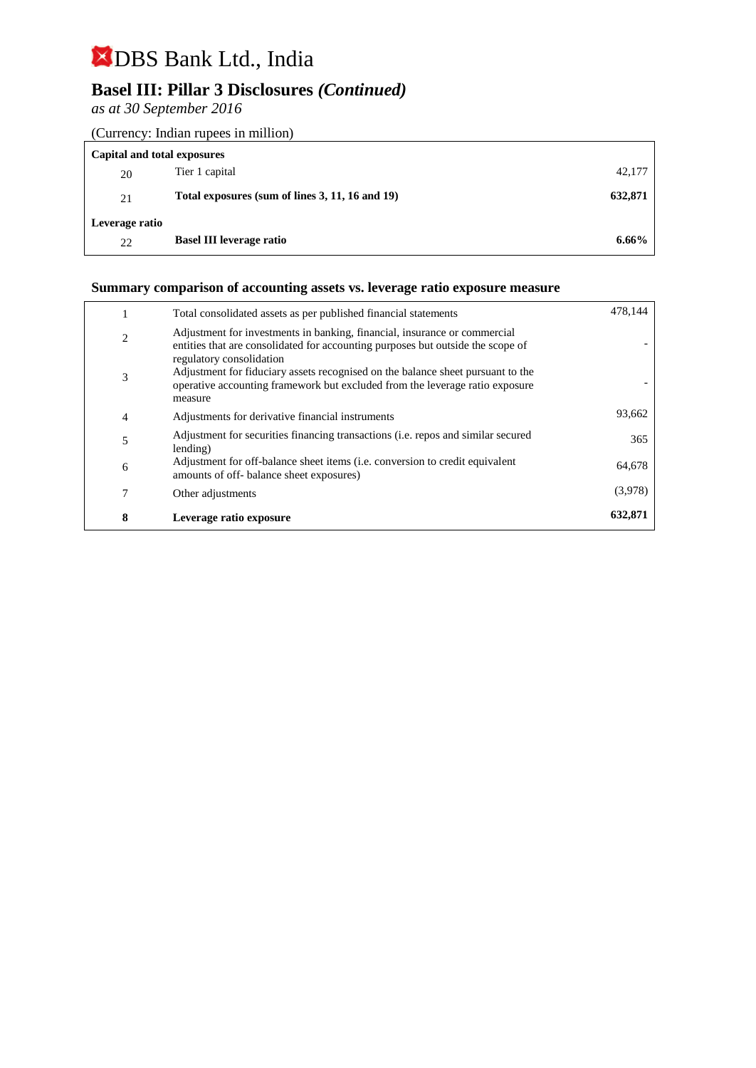# DBS Bank Ltd., India

## Basel III: Pillar 3 Disclosures *(Continued)*

*as at 30 September 2016*

(Currency: Indian rupees in million)

| | | |
|---|---|---|
| **Capital and total exposures** | | |
| 20 | Tier 1 capital | 42,177 |
| 21 | **Total exposures (sum of lines 3, 11, 16 and 19)** | **632,871** |
| **Leverage ratio** | | |
| 22 | **Basel III leverage ratio** | **6.66%** |

### Summary comparison of accounting assets vs. leverage ratio exposure measure

| | | |
|---|---|---|
| 1 | Total consolidated assets as per published financial statements | 478,144 |
| 2 | Adjustment for investments in banking, financial, insurance or commercial entities that are consolidated for accounting purposes but outside the scope of regulatory consolidation | - |
| 3 | Adjustment for fiduciary assets recognised on the balance sheet pursuant to the operative accounting framework but excluded from the leverage ratio exposure measure | - |
| 4 | Adjustments for derivative financial instruments | 93,662 |
| 5 | Adjustment for securities financing transactions (i.e. repos and similar secured lending) | 365 |
| 6 | Adjustment for off-balance sheet items (i.e. conversion to credit equivalent amounts of off- balance sheet exposures) | 64,678 |
| 7 | Other adjustments | (3,978) |
| **8** | **Leverage ratio exposure** | **632,871** |